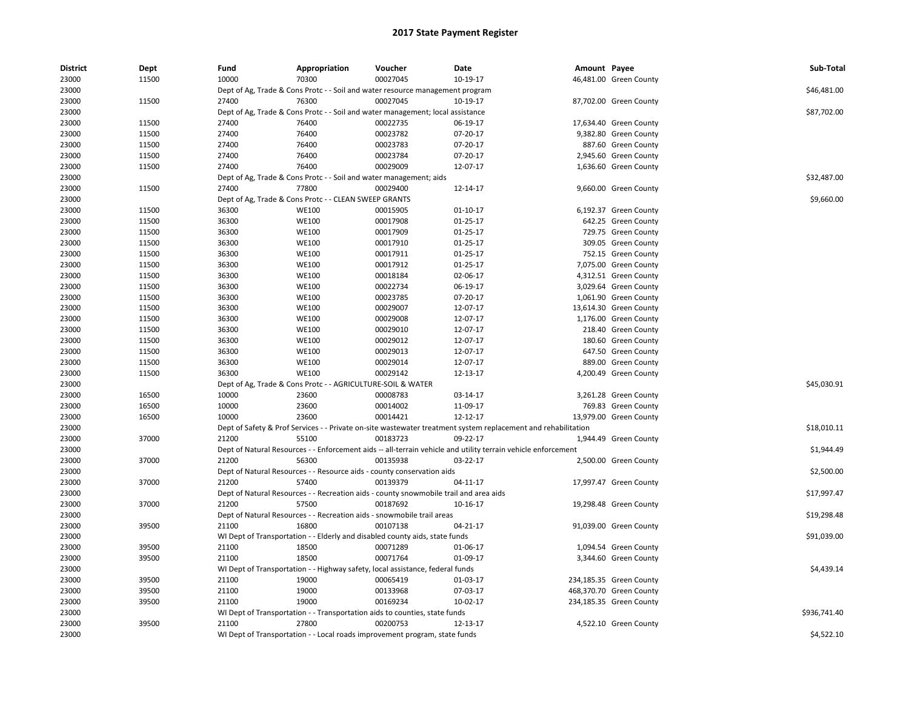# 2017 State Payment Register

| District | Dept | Fund | Appropriation | Voucher | Date | Amount | Payee | Sub-Total |
|---|---|---|---|---|---|---|---|---|
| 23000 | 11500 | 10000 | 70300 | 00027045 | 10-19-17 | 46,481.00 | Green County | |
| 23000 | | Dept of Ag, Trade & Cons Protc - - Soil and water resource management program | | | | | | $46,481.00 |
| 23000 | 11500 | 27400 | 76300 | 00027045 | 10-19-17 | 87,702.00 | Green County | |
| 23000 | | Dept of Ag, Trade & Cons Protc - - Soil and water management; local assistance | | | | | | $87,702.00 |
| 23000 | 11500 | 27400 | 76400 | 00022735 | 06-19-17 | 17,634.40 | Green County | |
| 23000 | 11500 | 27400 | 76400 | 00023782 | 07-20-17 | 9,382.80 | Green County | |
| 23000 | 11500 | 27400 | 76400 | 00023783 | 07-20-17 | 887.60 | Green County | |
| 23000 | 11500 | 27400 | 76400 | 00023784 | 07-20-17 | 2,945.60 | Green County | |
| 23000 | 11500 | 27400 | 76400 | 00029009 | 12-07-17 | 1,636.60 | Green County | |
| 23000 | | Dept of Ag, Trade & Cons Protc - - Soil and water management; aids | | | | | | $32,487.00 |
| 23000 | 11500 | 27400 | 77800 | 00029400 | 12-14-17 | 9,660.00 | Green County | |
| 23000 | | Dept of Ag, Trade & Cons Protc - - CLEAN SWEEP GRANTS | | | | | | $9,660.00 |
| 23000 | 11500 | 36300 | WE100 | 00015905 | 01-10-17 | 6,192.37 | Green County | |
| 23000 | 11500 | 36300 | WE100 | 00017908 | 01-25-17 | 642.25 | Green County | |
| 23000 | 11500 | 36300 | WE100 | 00017909 | 01-25-17 | 729.75 | Green County | |
| 23000 | 11500 | 36300 | WE100 | 00017910 | 01-25-17 | 309.05 | Green County | |
| 23000 | 11500 | 36300 | WE100 | 00017911 | 01-25-17 | 752.15 | Green County | |
| 23000 | 11500 | 36300 | WE100 | 00017912 | 01-25-17 | 7,075.00 | Green County | |
| 23000 | 11500 | 36300 | WE100 | 00018184 | 02-06-17 | 4,312.51 | Green County | |
| 23000 | 11500 | 36300 | WE100 | 00022734 | 06-19-17 | 3,029.64 | Green County | |
| 23000 | 11500 | 36300 | WE100 | 00023785 | 07-20-17 | 1,061.90 | Green County | |
| 23000 | 11500 | 36300 | WE100 | 00029007 | 12-07-17 | 13,614.30 | Green County | |
| 23000 | 11500 | 36300 | WE100 | 00029008 | 12-07-17 | 1,176.00 | Green County | |
| 23000 | 11500 | 36300 | WE100 | 00029010 | 12-07-17 | 218.40 | Green County | |
| 23000 | 11500 | 36300 | WE100 | 00029012 | 12-07-17 | 180.60 | Green County | |
| 23000 | 11500 | 36300 | WE100 | 00029013 | 12-07-17 | 647.50 | Green County | |
| 23000 | 11500 | 36300 | WE100 | 00029014 | 12-07-17 | 889.00 | Green County | |
| 23000 | 11500 | 36300 | WE100 | 00029142 | 12-13-17 | 4,200.49 | Green County | |
| 23000 | | Dept of Ag, Trade & Cons Protc - - AGRICULTURE-SOIL & WATER | | | | | | $45,030.91 |
| 23000 | 16500 | 10000 | 23600 | 00008783 | 03-14-17 | 3,261.28 | Green County | |
| 23000 | 16500 | 10000 | 23600 | 00014002 | 11-09-17 | 769.83 | Green County | |
| 23000 | 16500 | 10000 | 23600 | 00014421 | 12-12-17 | 13,979.00 | Green County | |
| 23000 | | Dept of Safety & Prof Services - - Private on-site wastewater treatment system replacement and rehabilitation | | | | | | $18,010.11 |
| 23000 | 37000 | 21200 | 55100 | 00183723 | 09-22-17 | 1,944.49 | Green County | |
| 23000 | | Dept of Natural Resources - - Enforcement aids -- all-terrain vehicle and utility terrain vehicle enforcement | | | | | | $1,944.49 |
| 23000 | 37000 | 21200 | 56300 | 00135938 | 03-22-17 | 2,500.00 | Green County | |
| 23000 | | Dept of Natural Resources - - Resource aids - county conservation aids | | | | | | $2,500.00 |
| 23000 | 37000 | 21200 | 57400 | 00139379 | 04-11-17 | 17,997.47 | Green County | |
| 23000 | | Dept of Natural Resources - - Recreation aids - county snowmobile trail and area aids | | | | | | $17,997.47 |
| 23000 | 37000 | 21200 | 57500 | 00187692 | 10-16-17 | 19,298.48 | Green County | |
| 23000 | | Dept of Natural Resources - - Recreation aids - snowmobile trail areas | | | | | | $19,298.48 |
| 23000 | 39500 | 21100 | 16800 | 00107138 | 04-21-17 | 91,039.00 | Green County | |
| 23000 | | WI Dept of Transportation - - Elderly and disabled county aids, state funds | | | | | | $91,039.00 |
| 23000 | 39500 | 21100 | 18500 | 00071289 | 01-06-17 | 1,094.54 | Green County | |
| 23000 | 39500 | 21100 | 18500 | 00071764 | 01-09-17 | 3,344.60 | Green County | |
| 23000 | | WI Dept of Transportation - - Highway safety, local assistance, federal funds | | | | | | $4,439.14 |
| 23000 | 39500 | 21100 | 19000 | 00065419 | 01-03-17 | 234,185.35 | Green County | |
| 23000 | 39500 | 21100 | 19000 | 00133968 | 07-03-17 | 468,370.70 | Green County | |
| 23000 | 39500 | 21100 | 19000 | 00169234 | 10-02-17 | 234,185.35 | Green County | |
| 23000 | | WI Dept of Transportation - - Transportation aids to counties, state funds | | | | | | $936,741.40 |
| 23000 | 39500 | 21100 | 27800 | 00200753 | 12-13-17 | 4,522.10 | Green County | |
| 23000 | | WI Dept of Transportation - - Local roads improvement program, state funds | | | | | | $4,522.10 |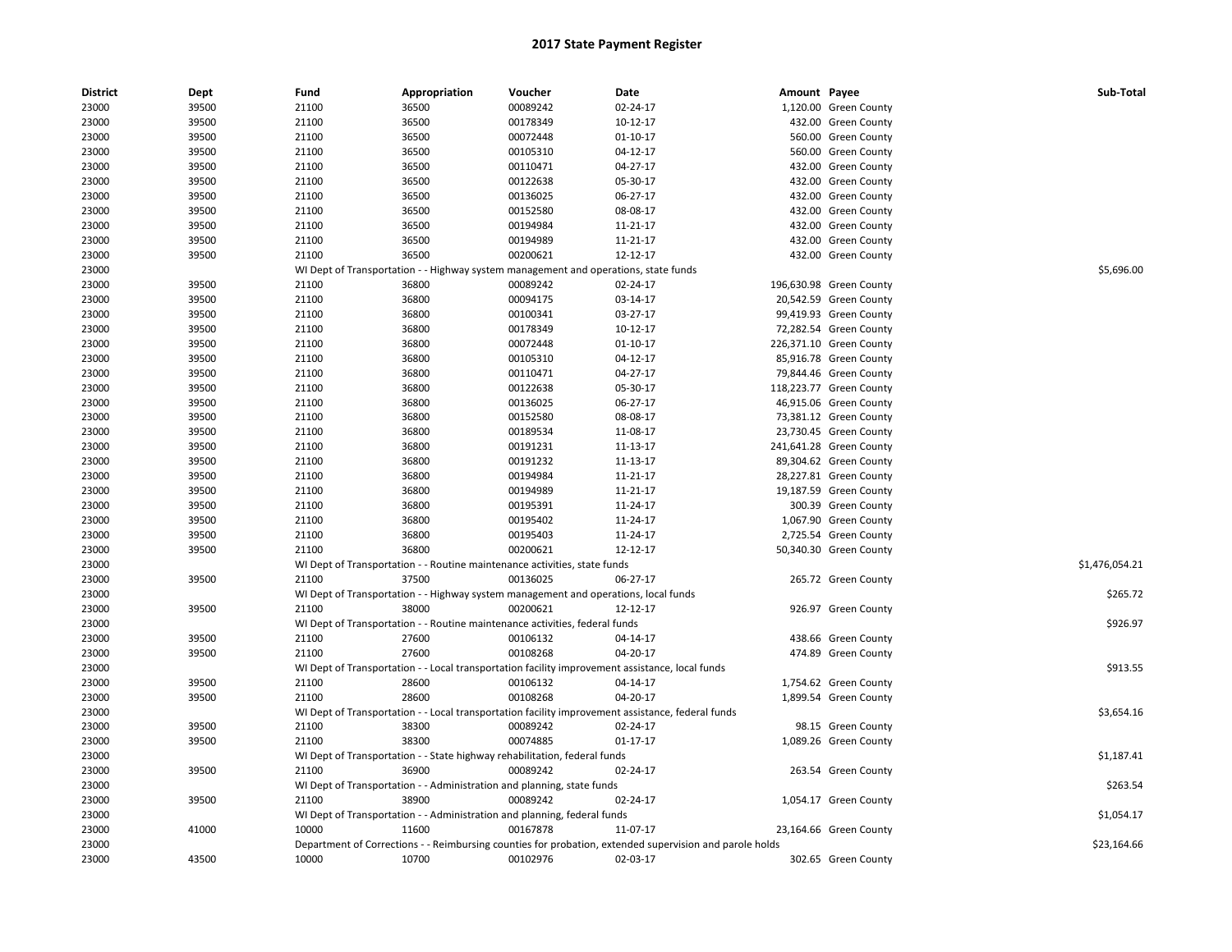# 2017 State Payment Register

| District | Dept | Fund | Appropriation | Voucher | Date | Amount | Payee | Sub-Total |
|---|---|---|---|---|---|---|---|---|
| 23000 | 39500 | 21100 | 36500 | 00089242 | 02-24-17 | 1,120.00 | Green County | |
| 23000 | 39500 | 21100 | 36500 | 00178349 | 10-12-17 | 432.00 | Green County | |
| 23000 | 39500 | 21100 | 36500 | 00072448 | 01-10-17 | 560.00 | Green County | |
| 23000 | 39500 | 21100 | 36500 | 00105310 | 04-12-17 | 560.00 | Green County | |
| 23000 | 39500 | 21100 | 36500 | 00110471 | 04-27-17 | 432.00 | Green County | |
| 23000 | 39500 | 21100 | 36500 | 00122638 | 05-30-17 | 432.00 | Green County | |
| 23000 | 39500 | 21100 | 36500 | 00136025 | 06-27-17 | 432.00 | Green County | |
| 23000 | 39500 | 21100 | 36500 | 00152580 | 08-08-17 | 432.00 | Green County | |
| 23000 | 39500 | 21100 | 36500 | 00194984 | 11-21-17 | 432.00 | Green County | |
| 23000 | 39500 | 21100 | 36500 | 00194989 | 11-21-17 | 432.00 | Green County | |
| 23000 | 39500 | 21100 | 36500 | 00200621 | 12-12-17 | 432.00 | Green County | |
| 23000 | | WI Dept of Transportation - - Highway system management and operations, state funds | | | | | | $5,696.00 |
| 23000 | 39500 | 21100 | 36800 | 00089242 | 02-24-17 | 196,630.98 | Green County | |
| 23000 | 39500 | 21100 | 36800 | 00094175 | 03-14-17 | 20,542.59 | Green County | |
| 23000 | 39500 | 21100 | 36800 | 00100341 | 03-27-17 | 99,419.93 | Green County | |
| 23000 | 39500 | 21100 | 36800 | 00178349 | 10-12-17 | 72,282.54 | Green County | |
| 23000 | 39500 | 21100 | 36800 | 00072448 | 01-10-17 | 226,371.10 | Green County | |
| 23000 | 39500 | 21100 | 36800 | 00105310 | 04-12-17 | 85,916.78 | Green County | |
| 23000 | 39500 | 21100 | 36800 | 00110471 | 04-27-17 | 79,844.46 | Green County | |
| 23000 | 39500 | 21100 | 36800 | 00122638 | 05-30-17 | 118,223.77 | Green County | |
| 23000 | 39500 | 21100 | 36800 | 00136025 | 06-27-17 | 46,915.06 | Green County | |
| 23000 | 39500 | 21100 | 36800 | 00152580 | 08-08-17 | 73,381.12 | Green County | |
| 23000 | 39500 | 21100 | 36800 | 00189534 | 11-08-17 | 23,730.45 | Green County | |
| 23000 | 39500 | 21100 | 36800 | 00191231 | 11-13-17 | 241,641.28 | Green County | |
| 23000 | 39500 | 21100 | 36800 | 00191232 | 11-13-17 | 89,304.62 | Green County | |
| 23000 | 39500 | 21100 | 36800 | 00194984 | 11-21-17 | 28,227.81 | Green County | |
| 23000 | 39500 | 21100 | 36800 | 00194989 | 11-21-17 | 19,187.59 | Green County | |
| 23000 | 39500 | 21100 | 36800 | 00195391 | 11-24-17 | 300.39 | Green County | |
| 23000 | 39500 | 21100 | 36800 | 00195402 | 11-24-17 | 1,067.90 | Green County | |
| 23000 | 39500 | 21100 | 36800 | 00195403 | 11-24-17 | 2,725.54 | Green County | |
| 23000 | 39500 | 21100 | 36800 | 00200621 | 12-12-17 | 50,340.30 | Green County | |
| 23000 | | WI Dept of Transportation - - Routine maintenance activities, state funds | | | | | | $1,476,054.21 |
| 23000 | 39500 | 21100 | 37500 | 00136025 | 06-27-17 | 265.72 | Green County | |
| 23000 | | WI Dept of Transportation - - Highway system management and operations, local funds | | | | | | $265.72 |
| 23000 | 39500 | 21100 | 38000 | 00200621 | 12-12-17 | 926.97 | Green County | |
| 23000 | | WI Dept of Transportation - - Routine maintenance activities, federal funds | | | | | | $926.97 |
| 23000 | 39500 | 21100 | 27600 | 00106132 | 04-14-17 | 438.66 | Green County | |
| 23000 | 39500 | 21100 | 27600 | 00108268 | 04-20-17 | 474.89 | Green County | |
| 23000 | | WI Dept of Transportation - - Local transportation facility improvement assistance, local funds | | | | | | $913.55 |
| 23000 | 39500 | 21100 | 28600 | 00106132 | 04-14-17 | 1,754.62 | Green County | |
| 23000 | 39500 | 21100 | 28600 | 00108268 | 04-20-17 | 1,899.54 | Green County | |
| 23000 | | WI Dept of Transportation - - Local transportation facility improvement assistance, federal funds | | | | | | $3,654.16 |
| 23000 | 39500 | 21100 | 38300 | 00089242 | 02-24-17 | 98.15 | Green County | |
| 23000 | 39500 | 21100 | 38300 | 00074885 | 01-17-17 | 1,089.26 | Green County | |
| 23000 | | WI Dept of Transportation - - State highway rehabilitation, federal funds | | | | | | $1,187.41 |
| 23000 | 39500 | 21100 | 36900 | 00089242 | 02-24-17 | 263.54 | Green County | |
| 23000 | | WI Dept of Transportation - - Administration and planning, state funds | | | | | | $263.54 |
| 23000 | 39500 | 21100 | 38900 | 00089242 | 02-24-17 | 1,054.17 | Green County | |
| 23000 | | WI Dept of Transportation - - Administration and planning, federal funds | | | | | | $1,054.17 |
| 23000 | 41000 | 10000 | 11600 | 00167878 | 11-07-17 | 23,164.66 | Green County | |
| 23000 | | Department of Corrections - - Reimbursing counties for probation, extended supervision and parole holds | | | | | | $23,164.66 |
| 23000 | 43500 | 10000 | 10700 | 00102976 | 02-03-17 | 302.65 | Green County | |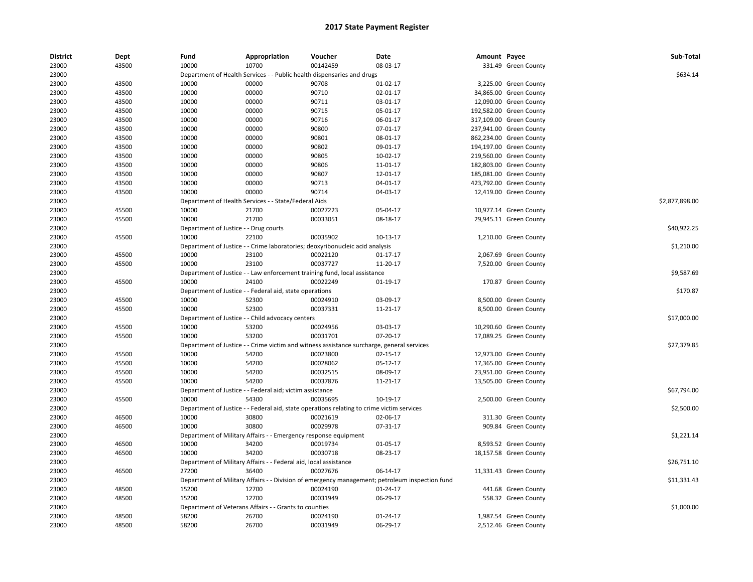# 2017 State Payment Register

| District | Dept | Fund | Appropriation | Voucher | Date | Amount | Payee | Sub-Total |
|---|---|---|---|---|---|---|---|---|
| 23000 | 43500 | 10000 | 10700 | 00142459 | 08-03-17 | 331.49 | Green County | |
| 23000 | | Department of Health Services - - Public health dispensaries and drugs | | | | | | $634.14 |
| 23000 | 43500 | 10000 | 00000 | 90708 | 01-02-17 | 3,225.00 | Green County | |
| 23000 | 43500 | 10000 | 00000 | 90710 | 02-01-17 | 34,865.00 | Green County | |
| 23000 | 43500 | 10000 | 00000 | 90711 | 03-01-17 | 12,090.00 | Green County | |
| 23000 | 43500 | 10000 | 00000 | 90715 | 05-01-17 | 192,582.00 | Green County | |
| 23000 | 43500 | 10000 | 00000 | 90716 | 06-01-17 | 317,109.00 | Green County | |
| 23000 | 43500 | 10000 | 00000 | 90800 | 07-01-17 | 237,941.00 | Green County | |
| 23000 | 43500 | 10000 | 00000 | 90801 | 08-01-17 | 862,234.00 | Green County | |
| 23000 | 43500 | 10000 | 00000 | 90802 | 09-01-17 | 194,197.00 | Green County | |
| 23000 | 43500 | 10000 | 00000 | 90805 | 10-02-17 | 219,560.00 | Green County | |
| 23000 | 43500 | 10000 | 00000 | 90806 | 11-01-17 | 182,803.00 | Green County | |
| 23000 | 43500 | 10000 | 00000 | 90807 | 12-01-17 | 185,081.00 | Green County | |
| 23000 | 43500 | 10000 | 00000 | 90713 | 04-01-17 | 423,792.00 | Green County | |
| 23000 | 43500 | 10000 | 00000 | 90714 | 04-03-17 | 12,419.00 | Green County | |
| 23000 | | Department of Health Services - - State/Federal Aids | | | | | | $2,877,898.00 |
| 23000 | 45500 | 10000 | 21700 | 00027223 | 05-04-17 | 10,977.14 | Green County | |
| 23000 | 45500 | 10000 | 21700 | 00033051 | 08-18-17 | 29,945.11 | Green County | |
| 23000 | | Department of Justice - - Drug courts | | | | | | $40,922.25 |
| 23000 | 45500 | 10000 | 22100 | 00035902 | 10-13-17 | 1,210.00 | Green County | |
| 23000 | | Department of Justice - - Crime laboratories; deoxyribonucleic acid analysis | | | | | | $1,210.00 |
| 23000 | 45500 | 10000 | 23100 | 00022120 | 01-17-17 | 2,067.69 | Green County | |
| 23000 | 45500 | 10000 | 23100 | 00037727 | 11-20-17 | 7,520.00 | Green County | |
| 23000 | | Department of Justice - - Law enforcement training fund, local assistance | | | | | | $9,587.69 |
| 23000 | 45500 | 10000 | 24100 | 00022249 | 01-19-17 | 170.87 | Green County | |
| 23000 | | Department of Justice - - Federal aid, state operations | | | | | | $170.87 |
| 23000 | 45500 | 10000 | 52300 | 00024910 | 03-09-17 | 8,500.00 | Green County | |
| 23000 | 45500 | 10000 | 52300 | 00037331 | 11-21-17 | 8,500.00 | Green County | |
| 23000 | | Department of Justice - - Child advocacy centers | | | | | | $17,000.00 |
| 23000 | 45500 | 10000 | 53200 | 00024956 | 03-03-17 | 10,290.60 | Green County | |
| 23000 | 45500 | 10000 | 53200 | 00031701 | 07-20-17 | 17,089.25 | Green County | |
| 23000 | | Department of Justice - - Crime victim and witness assistance surcharge, general services | | | | | | $27,379.85 |
| 23000 | 45500 | 10000 | 54200 | 00023800 | 02-15-17 | 12,973.00 | Green County | |
| 23000 | 45500 | 10000 | 54200 | 00028062 | 05-12-17 | 17,365.00 | Green County | |
| 23000 | 45500 | 10000 | 54200 | 00032515 | 08-09-17 | 23,951.00 | Green County | |
| 23000 | 45500 | 10000 | 54200 | 00037876 | 11-21-17 | 13,505.00 | Green County | |
| 23000 | | Department of Justice - - Federal aid; victim assistance | | | | | | $67,794.00 |
| 23000 | 45500 | 10000 | 54300 | 00035695 | 10-19-17 | 2,500.00 | Green County | |
| 23000 | | Department of Justice - - Federal aid, state operations relating to crime victim services | | | | | | $2,500.00 |
| 23000 | 46500 | 10000 | 30800 | 00021619 | 02-06-17 | 311.30 | Green County | |
| 23000 | 46500 | 10000 | 30800 | 00029978 | 07-31-17 | 909.84 | Green County | |
| 23000 | | Department of Military Affairs - - Emergency response equipment | | | | | | $1,221.14 |
| 23000 | 46500 | 10000 | 34200 | 00019734 | 01-05-17 | 8,593.52 | Green County | |
| 23000 | 46500 | 10000 | 34200 | 00030718 | 08-23-17 | 18,157.58 | Green County | |
| 23000 | | Department of Military Affairs - - Federal aid, local assistance | | | | | | $26,751.10 |
| 23000 | 46500 | 27200 | 36400 | 00027676 | 06-14-17 | 11,331.43 | Green County | |
| 23000 | | Department of Military Affairs - - Division of emergency management; petroleum inspection fund | | | | | | $11,331.43 |
| 23000 | 48500 | 15200 | 12700 | 00024190 | 01-24-17 | 441.68 | Green County | |
| 23000 | 48500 | 15200 | 12700 | 00031949 | 06-29-17 | 558.32 | Green County | |
| 23000 | | Department of Veterans Affairs - - Grants to counties | | | | | | $1,000.00 |
| 23000 | 48500 | 58200 | 26700 | 00024190 | 01-24-17 | 1,987.54 | Green County | |
| 23000 | 48500 | 58200 | 26700 | 00031949 | 06-29-17 | 2,512.46 | Green County | |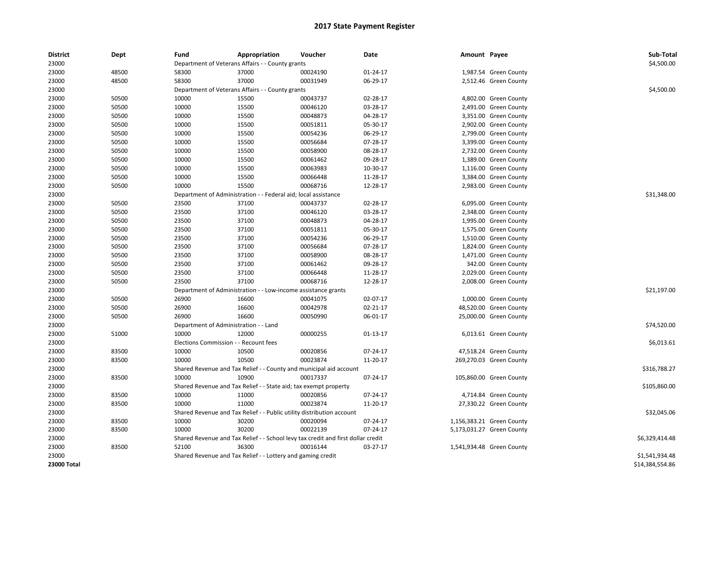# 2017 State Payment Register

| District | Dept | Fund | Appropriation | Voucher | Date | Amount | Payee | Sub-Total |
|---|---|---|---|---|---|---|---|---|
| 23000 | | Department of Veterans Affairs - - County grants | | | | | | $4,500.00 |
| 23000 | 48500 | 58300 | 37000 | 00024190 | 01-24-17 | 1,987.54 | Green County | |
| 23000 | 48500 | 58300 | 37000 | 00031949 | 06-29-17 | 2,512.46 | Green County | |
| 23000 | | Department of Veterans Affairs - - County grants | | | | | | $4,500.00 |
| 23000 | 50500 | 10000 | 15500 | 00043737 | 02-28-17 | 4,802.00 | Green County | |
| 23000 | 50500 | 10000 | 15500 | 00046120 | 03-28-17 | 2,491.00 | Green County | |
| 23000 | 50500 | 10000 | 15500 | 00048873 | 04-28-17 | 3,351.00 | Green County | |
| 23000 | 50500 | 10000 | 15500 | 00051811 | 05-30-17 | 2,902.00 | Green County | |
| 23000 | 50500 | 10000 | 15500 | 00054236 | 06-29-17 | 2,799.00 | Green County | |
| 23000 | 50500 | 10000 | 15500 | 00056684 | 07-28-17 | 3,399.00 | Green County | |
| 23000 | 50500 | 10000 | 15500 | 00058900 | 08-28-17 | 2,732.00 | Green County | |
| 23000 | 50500 | 10000 | 15500 | 00061462 | 09-28-17 | 1,389.00 | Green County | |
| 23000 | 50500 | 10000 | 15500 | 00063983 | 10-30-17 | 1,116.00 | Green County | |
| 23000 | 50500 | 10000 | 15500 | 00066448 | 11-28-17 | 3,384.00 | Green County | |
| 23000 | 50500 | 10000 | 15500 | 00068716 | 12-28-17 | 2,983.00 | Green County | |
| 23000 | | Department of Administration - - Federal aid; local assistance | | | | | | $31,348.00 |
| 23000 | 50500 | 23500 | 37100 | 00043737 | 02-28-17 | 6,095.00 | Green County | |
| 23000 | 50500 | 23500 | 37100 | 00046120 | 03-28-17 | 2,348.00 | Green County | |
| 23000 | 50500 | 23500 | 37100 | 00048873 | 04-28-17 | 1,995.00 | Green County | |
| 23000 | 50500 | 23500 | 37100 | 00051811 | 05-30-17 | 1,575.00 | Green County | |
| 23000 | 50500 | 23500 | 37100 | 00054236 | 06-29-17 | 1,510.00 | Green County | |
| 23000 | 50500 | 23500 | 37100 | 00056684 | 07-28-17 | 1,824.00 | Green County | |
| 23000 | 50500 | 23500 | 37100 | 00058900 | 08-28-17 | 1,471.00 | Green County | |
| 23000 | 50500 | 23500 | 37100 | 00061462 | 09-28-17 | 342.00 | Green County | |
| 23000 | 50500 | 23500 | 37100 | 00066448 | 11-28-17 | 2,029.00 | Green County | |
| 23000 | 50500 | 23500 | 37100 | 00068716 | 12-28-17 | 2,008.00 | Green County | |
| 23000 | | Department of Administration - - Low-income assistance grants | | | | | | $21,197.00 |
| 23000 | 50500 | 26900 | 16600 | 00041075 | 02-07-17 | 1,000.00 | Green County | |
| 23000 | 50500 | 26900 | 16600 | 00042978 | 02-21-17 | 48,520.00 | Green County | |
| 23000 | 50500 | 26900 | 16600 | 00050990 | 06-01-17 | 25,000.00 | Green County | |
| 23000 | | Department of Administration - - Land | | | | | | $74,520.00 |
| 23000 | 51000 | 10000 | 12000 | 00000255 | 01-13-17 | 6,013.61 | Green County | |
| 23000 | | Elections Commission - - Recount fees | | | | | | $6,013.61 |
| 23000 | 83500 | 10000 | 10500 | 00020856 | 07-24-17 | 47,518.24 | Green County | |
| 23000 | 83500 | 10000 | 10500 | 00023874 | 11-20-17 | 269,270.03 | Green County | |
| 23000 | | Shared Revenue and Tax Relief - - County and municipal aid account | | | | | | $316,788.27 |
| 23000 | 83500 | 10000 | 10900 | 00017337 | 07-24-17 | 105,860.00 | Green County | |
| 23000 | | Shared Revenue and Tax Relief - - State aid; tax exempt property | | | | | | $105,860.00 |
| 23000 | 83500 | 10000 | 11000 | 00020856 | 07-24-17 | 4,714.84 | Green County | |
| 23000 | 83500 | 10000 | 11000 | 00023874 | 11-20-17 | 27,330.22 | Green County | |
| 23000 | | Shared Revenue and Tax Relief - - Public utility distribution account | | | | | | $32,045.06 |
| 23000 | 83500 | 10000 | 30200 | 00020094 | 07-24-17 | 1,156,383.21 | Green County | |
| 23000 | 83500 | 10000 | 30200 | 00022139 | 07-24-17 | 5,173,031.27 | Green County | |
| 23000 | | Shared Revenue and Tax Relief - - School levy tax credit and first dollar credit | | | | | | $6,329,414.48 |
| 23000 | 83500 | 52100 | 36300 | 00016144 | 03-27-17 | 1,541,934.48 | Green County | |
| 23000 | | Shared Revenue and Tax Relief - - Lottery and gaming credit | | | | | | $1,541,934.48 |
| **23000 Total** | | | | | | | | $14,384,554.86 |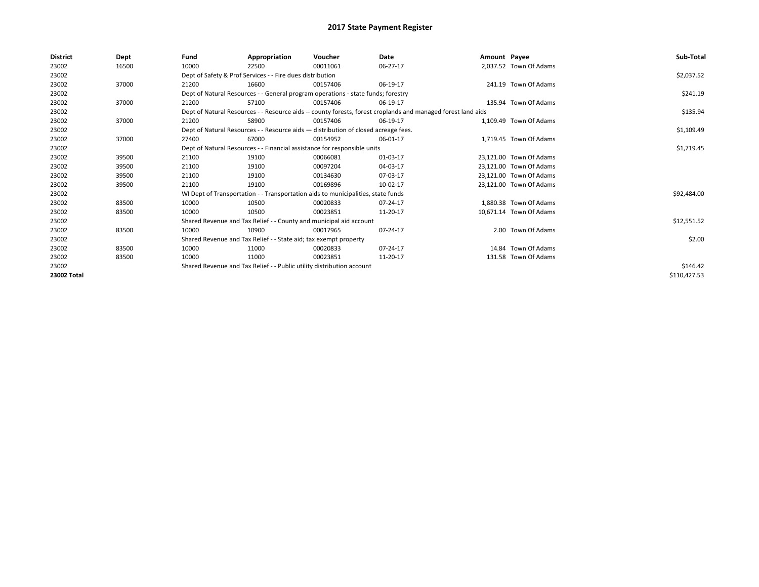# 2017 State Payment Register

| District | Dept | Fund | Appropriation | Voucher | Date | Amount | Payee | Sub-Total |
|---|---|---|---|---|---|---|---|---|
| 23002 | 16500 | 10000 | 22500 | 00011061 | 06-27-17 | 2,037.52 | Town Of Adams | |
| 23002 | | Dept of Safety & Prof Services - - Fire dues distribution | | | | | | $2,037.52 |
| 23002 | 37000 | 21200 | 16600 | 00157406 | 06-19-17 | 241.19 | Town Of Adams | |
| 23002 | | Dept of Natural Resources - - General program operations - state funds; forestry | | | | | | $241.19 |
| 23002 | 37000 | 21200 | 57100 | 00157406 | 06-19-17 | 135.94 | Town Of Adams | |
| 23002 | | Dept of Natural Resources - - Resource aids -- county forests, forest croplands and managed forest land aids | | | | | | $135.94 |
| 23002 | 37000 | 21200 | 58900 | 00157406 | 06-19-17 | 1,109.49 | Town Of Adams | |
| 23002 | | Dept of Natural Resources - - Resource aids — distribution of closed acreage fees. | | | | | | $1,109.49 |
| 23002 | 37000 | 27400 | 67000 | 00154952 | 06-01-17 | 1,719.45 | Town Of Adams | |
| 23002 | | Dept of Natural Resources - - Financial assistance for responsible units | | | | | | $1,719.45 |
| 23002 | 39500 | 21100 | 19100 | 00066081 | 01-03-17 | 23,121.00 | Town Of Adams | |
| 23002 | 39500 | 21100 | 19100 | 00097204 | 04-03-17 | 23,121.00 | Town Of Adams | |
| 23002 | 39500 | 21100 | 19100 | 00134630 | 07-03-17 | 23,121.00 | Town Of Adams | |
| 23002 | 39500 | 21100 | 19100 | 00169896 | 10-02-17 | 23,121.00 | Town Of Adams | |
| 23002 | | WI Dept of Transportation - - Transportation aids to municipalities, state funds | | | | | | $92,484.00 |
| 23002 | 83500 | 10000 | 10500 | 00020833 | 07-24-17 | 1,880.38 | Town Of Adams | |
| 23002 | 83500 | 10000 | 10500 | 00023851 | 11-20-17 | 10,671.14 | Town Of Adams | |
| 23002 | | Shared Revenue and Tax Relief - - County and municipal aid account | | | | | | $12,551.52 |
| 23002 | 83500 | 10000 | 10900 | 00017965 | 07-24-17 | 2.00 | Town Of Adams | |
| 23002 | | Shared Revenue and Tax Relief - - State aid; tax exempt property | | | | | | $2.00 |
| 23002 | 83500 | 10000 | 11000 | 00020833 | 07-24-17 | 14.84 | Town Of Adams | |
| 23002 | 83500 | 10000 | 11000 | 00023851 | 11-20-17 | 131.58 | Town Of Adams | |
| 23002 | | Shared Revenue and Tax Relief - - Public utility distribution account | | | | | | $146.42 |
| **23002 Total** | | | | | | | | $110,427.53 |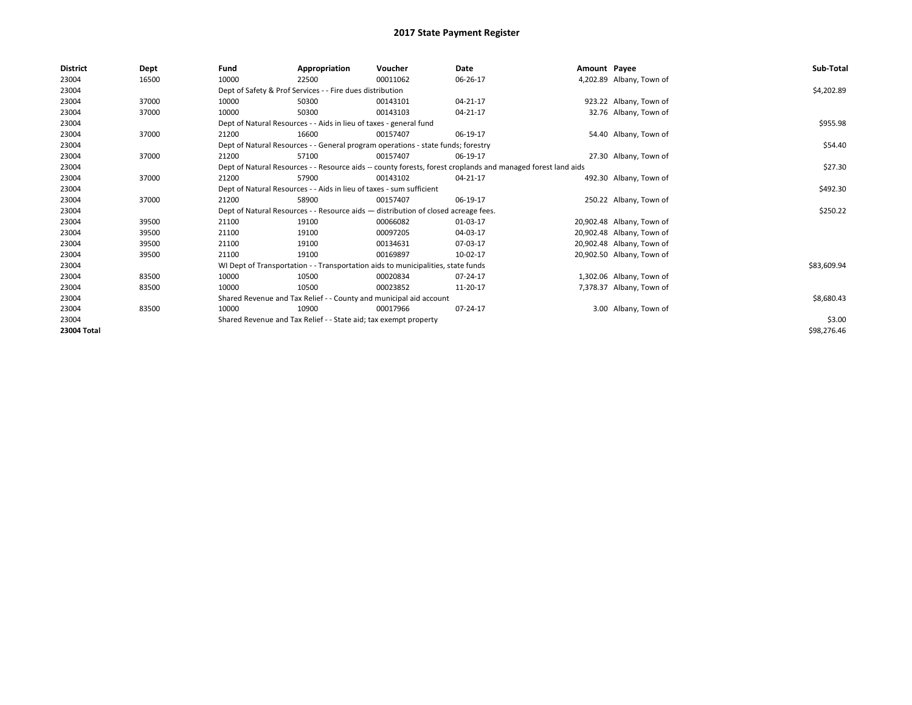# 2017 State Payment Register

| District | Dept | Fund | Appropriation | Voucher | Date | Amount | Payee | Sub-Total |
|---|---|---|---|---|---|---|---|---|
| 23004 | 16500 | 10000 | 22500 | 00011062 | 06-26-17 | 4,202.89 | Albany, Town of | |
| 23004 | | Dept of Safety & Prof Services - - Fire dues distribution | | | | | | $4,202.89 |
| 23004 | 37000 | 10000 | 50300 | 00143101 | 04-21-17 | 923.22 | Albany, Town of | |
| 23004 | 37000 | 10000 | 50300 | 00143103 | 04-21-17 | 32.76 | Albany, Town of | |
| 23004 | | Dept of Natural Resources - - Aids in lieu of taxes - general fund | | | | | | $955.98 |
| 23004 | 37000 | 21200 | 16600 | 00157407 | 06-19-17 | 54.40 | Albany, Town of | |
| 23004 | | Dept of Natural Resources - - General program operations - state funds; forestry | | | | | | $54.40 |
| 23004 | 37000 | 21200 | 57100 | 00157407 | 06-19-17 | 27.30 | Albany, Town of | |
| 23004 | | Dept of Natural Resources - - Resource aids -- county forests, forest croplands and managed forest land aids | | | | | | $27.30 |
| 23004 | 37000 | 21200 | 57900 | 00143102 | 04-21-17 | 492.30 | Albany, Town of | |
| 23004 | | Dept of Natural Resources - - Aids in lieu of taxes - sum sufficient | | | | | | $492.30 |
| 23004 | 37000 | 21200 | 58900 | 00157407 | 06-19-17 | 250.22 | Albany, Town of | |
| 23004 | | Dept of Natural Resources - - Resource aids — distribution of closed acreage fees. | | | | | | $250.22 |
| 23004 | 39500 | 21100 | 19100 | 00066082 | 01-03-17 | 20,902.48 | Albany, Town of | |
| 23004 | 39500 | 21100 | 19100 | 00097205 | 04-03-17 | 20,902.48 | Albany, Town of | |
| 23004 | 39500 | 21100 | 19100 | 00134631 | 07-03-17 | 20,902.48 | Albany, Town of | |
| 23004 | 39500 | 21100 | 19100 | 00169897 | 10-02-17 | 20,902.50 | Albany, Town of | |
| 23004 | | WI Dept of Transportation - - Transportation aids to municipalities, state funds | | | | | | $83,609.94 |
| 23004 | 83500 | 10000 | 10500 | 00020834 | 07-24-17 | 1,302.06 | Albany, Town of | |
| 23004 | 83500 | 10000 | 10500 | 00023852 | 11-20-17 | 7,378.37 | Albany, Town of | |
| 23004 | | Shared Revenue and Tax Relief - - County and municipal aid account | | | | | | $8,680.43 |
| 23004 | 83500 | 10000 | 10900 | 00017966 | 07-24-17 | 3.00 | Albany, Town of | |
| 23004 | | Shared Revenue and Tax Relief - - State aid; tax exempt property | | | | | | $3.00 |
| **23004 Total** | | | | | | | | $98,276.46 |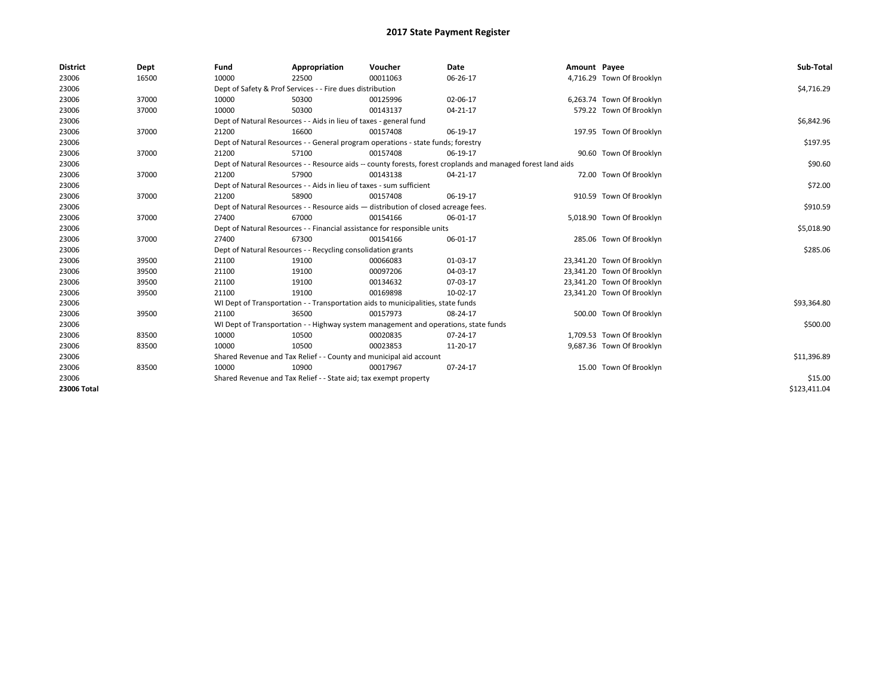# 2017 State Payment Register

| District | Dept | Fund | Appropriation | Voucher | Date | Amount | Payee | Sub-Total |
|---|---|---|---|---|---|---|---|---|
| 23006 | 16500 | 10000 | 22500 | 00011063 | 06-26-17 | 4,716.29 | Town Of Brooklyn | |
| 23006 | | Dept of Safety & Prof Services - - Fire dues distribution | | | | | | $4,716.29 |
| 23006 | 37000 | 10000 | 50300 | 00125996 | 02-06-17 | 6,263.74 | Town Of Brooklyn | |
| 23006 | 37000 | 10000 | 50300 | 00143137 | 04-21-17 | 579.22 | Town Of Brooklyn | |
| 23006 | | Dept of Natural Resources - - Aids in lieu of taxes - general fund | | | | | | $6,842.96 |
| 23006 | 37000 | 21200 | 16600 | 00157408 | 06-19-17 | 197.95 | Town Of Brooklyn | |
| 23006 | | Dept of Natural Resources - - General program operations - state funds; forestry | | | | | | $197.95 |
| 23006 | 37000 | 21200 | 57100 | 00157408 | 06-19-17 | 90.60 | Town Of Brooklyn | |
| 23006 | | Dept of Natural Resources - - Resource aids -- county forests, forest croplands and managed forest land aids | | | | | | $90.60 |
| 23006 | 37000 | 21200 | 57900 | 00143138 | 04-21-17 | 72.00 | Town Of Brooklyn | |
| 23006 | | Dept of Natural Resources - - Aids in lieu of taxes - sum sufficient | | | | | | $72.00 |
| 23006 | 37000 | 21200 | 58900 | 00157408 | 06-19-17 | 910.59 | Town Of Brooklyn | |
| 23006 | | Dept of Natural Resources - - Resource aids — distribution of closed acreage fees. | | | | | | $910.59 |
| 23006 | 37000 | 27400 | 67000 | 00154166 | 06-01-17 | 5,018.90 | Town Of Brooklyn | |
| 23006 | | Dept of Natural Resources - - Financial assistance for responsible units | | | | | | $5,018.90 |
| 23006 | 37000 | 27400 | 67300 | 00154166 | 06-01-17 | 285.06 | Town Of Brooklyn | |
| 23006 | | Dept of Natural Resources - - Recycling consolidation grants | | | | | | $285.06 |
| 23006 | 39500 | 21100 | 19100 | 00066083 | 01-03-17 | 23,341.20 | Town Of Brooklyn | |
| 23006 | 39500 | 21100 | 19100 | 00097206 | 04-03-17 | 23,341.20 | Town Of Brooklyn | |
| 23006 | 39500 | 21100 | 19100 | 00134632 | 07-03-17 | 23,341.20 | Town Of Brooklyn | |
| 23006 | 39500 | 21100 | 19100 | 00169898 | 10-02-17 | 23,341.20 | Town Of Brooklyn | |
| 23006 | | WI Dept of Transportation - - Transportation aids to municipalities, state funds | | | | | | $93,364.80 |
| 23006 | 39500 | 21100 | 36500 | 00157973 | 08-24-17 | 500.00 | Town Of Brooklyn | |
| 23006 | | WI Dept of Transportation - - Highway system management and operations, state funds | | | | | | $500.00 |
| 23006 | 83500 | 10000 | 10500 | 00020835 | 07-24-17 | 1,709.53 | Town Of Brooklyn | |
| 23006 | 83500 | 10000 | 10500 | 00023853 | 11-20-17 | 9,687.36 | Town Of Brooklyn | |
| 23006 | | Shared Revenue and Tax Relief - - County and municipal aid account | | | | | | $11,396.89 |
| 23006 | 83500 | 10000 | 10900 | 00017967 | 07-24-17 | 15.00 | Town Of Brooklyn | |
| 23006 | | Shared Revenue and Tax Relief - - State aid; tax exempt property | | | | | | $15.00 |
| **23006 Total** | | | | | | | | $123,411.04 |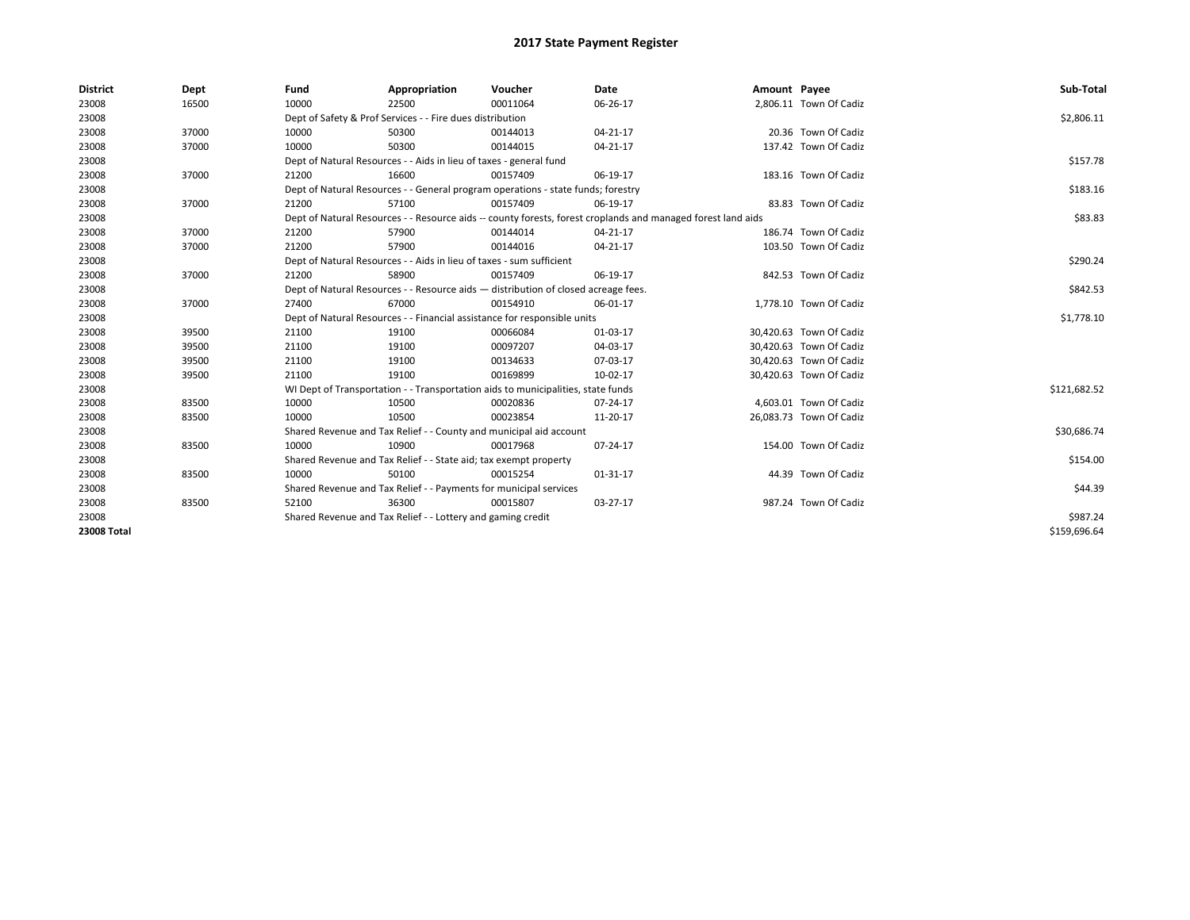# 2017 State Payment Register

| District | Dept | Fund | Appropriation | Voucher | Date | Amount | Payee | Sub-Total |
|---|---|---|---|---|---|---|---|---|
| 23008 | 16500 | 10000 | 22500 | 00011064 | 06-26-17 | 2,806.11 | Town Of Cadiz | |
| 23008 | | Dept of Safety & Prof Services - - Fire dues distribution | | | | | | $2,806.11 |
| 23008 | 37000 | 10000 | 50300 | 00144013 | 04-21-17 | 20.36 | Town Of Cadiz | |
| 23008 | 37000 | 10000 | 50300 | 00144015 | 04-21-17 | 137.42 | Town Of Cadiz | |
| 23008 | | Dept of Natural Resources - - Aids in lieu of taxes - general fund | | | | | | $157.78 |
| 23008 | 37000 | 21200 | 16600 | 00157409 | 06-19-17 | 183.16 | Town Of Cadiz | |
| 23008 | | Dept of Natural Resources - - General program operations - state funds; forestry | | | | | | $183.16 |
| 23008 | 37000 | 21200 | 57100 | 00157409 | 06-19-17 | 83.83 | Town Of Cadiz | |
| 23008 | | Dept of Natural Resources - - Resource aids -- county forests, forest croplands and managed forest land aids | | | | | | $83.83 |
| 23008 | 37000 | 21200 | 57900 | 00144014 | 04-21-17 | 186.74 | Town Of Cadiz | |
| 23008 | 37000 | 21200 | 57900 | 00144016 | 04-21-17 | 103.50 | Town Of Cadiz | |
| 23008 | | Dept of Natural Resources - - Aids in lieu of taxes - sum sufficient | | | | | | $290.24 |
| 23008 | 37000 | 21200 | 58900 | 00157409 | 06-19-17 | 842.53 | Town Of Cadiz | |
| 23008 | | Dept of Natural Resources - - Resource aids — distribution of closed acreage fees. | | | | | | $842.53 |
| 23008 | 37000 | 27400 | 67000 | 00154910 | 06-01-17 | 1,778.10 | Town Of Cadiz | |
| 23008 | | Dept of Natural Resources - - Financial assistance for responsible units | | | | | | $1,778.10 |
| 23008 | 39500 | 21100 | 19100 | 00066084 | 01-03-17 | 30,420.63 | Town Of Cadiz | |
| 23008 | 39500 | 21100 | 19100 | 00097207 | 04-03-17 | 30,420.63 | Town Of Cadiz | |
| 23008 | 39500 | 21100 | 19100 | 00134633 | 07-03-17 | 30,420.63 | Town Of Cadiz | |
| 23008 | 39500 | 21100 | 19100 | 00169899 | 10-02-17 | 30,420.63 | Town Of Cadiz | |
| 23008 | | WI Dept of Transportation - - Transportation aids to municipalities, state funds | | | | | | $121,682.52 |
| 23008 | 83500 | 10000 | 10500 | 00020836 | 07-24-17 | 4,603.01 | Town Of Cadiz | |
| 23008 | 83500 | 10000 | 10500 | 00023854 | 11-20-17 | 26,083.73 | Town Of Cadiz | |
| 23008 | | Shared Revenue and Tax Relief - - County and municipal aid account | | | | | | $30,686.74 |
| 23008 | 83500 | 10000 | 10900 | 00017968 | 07-24-17 | 154.00 | Town Of Cadiz | |
| 23008 | | Shared Revenue and Tax Relief - - State aid; tax exempt property | | | | | | $154.00 |
| 23008 | 83500 | 10000 | 50100 | 00015254 | 01-31-17 | 44.39 | Town Of Cadiz | |
| 23008 | | Shared Revenue and Tax Relief - - Payments for municipal services | | | | | | $44.39 |
| 23008 | 83500 | 52100 | 36300 | 00015807 | 03-27-17 | 987.24 | Town Of Cadiz | |
| 23008 | | Shared Revenue and Tax Relief - - Lottery and gaming credit | | | | | | $987.24 |
| **23008 Total** | | | | | | | | $159,696.64 |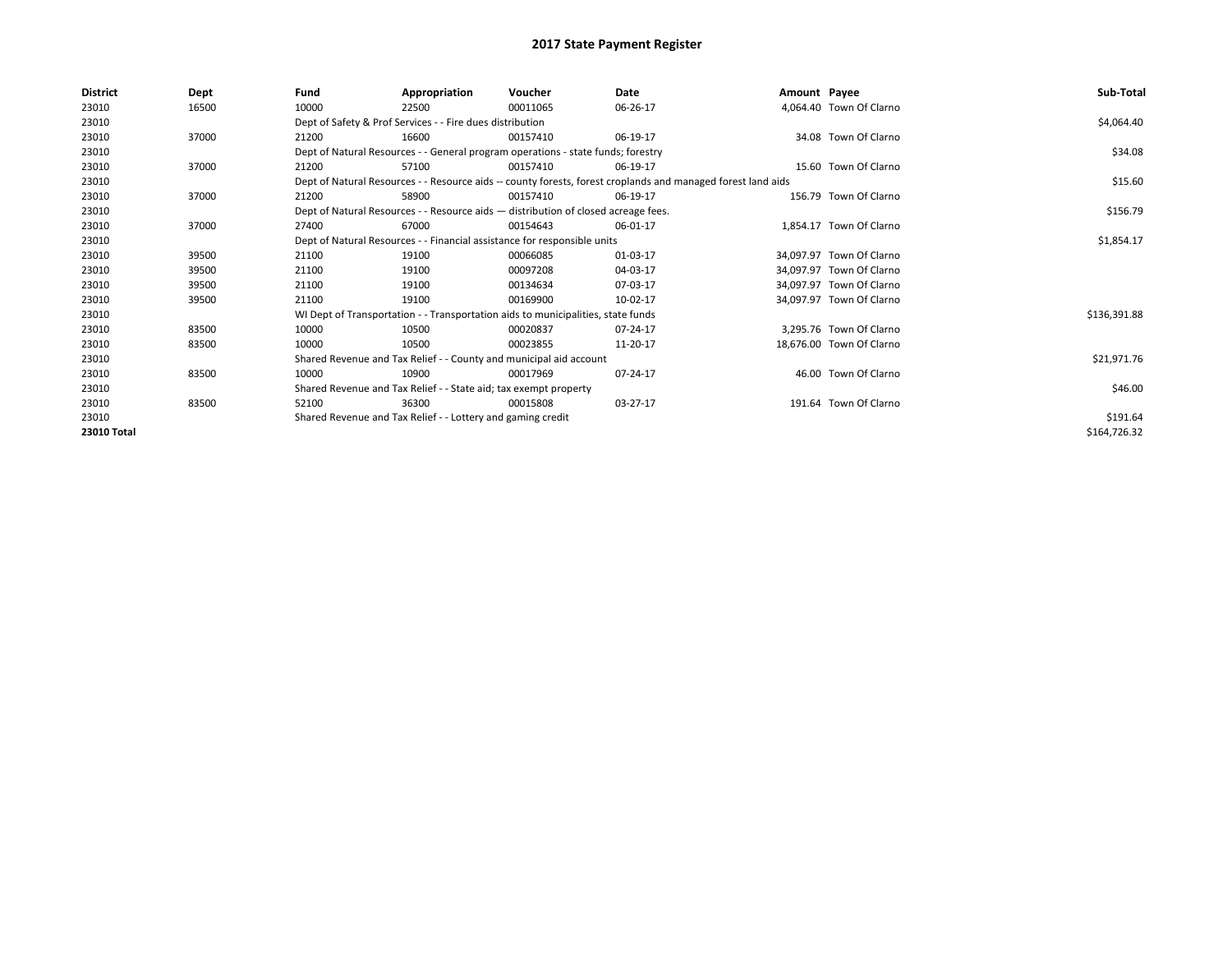# 2017 State Payment Register

| District | Dept | Fund | Appropriation | Voucher | Date | Amount | Payee | Sub-Total |
|---|---|---|---|---|---|---|---|---|
| 23010 | 16500 | 10000 | 22500 | 00011065 | 06-26-17 | 4,064.40 | Town Of Clarno | |
| 23010 | | Dept of Safety & Prof Services - - Fire dues distribution | | | | | | $4,064.40 |
| 23010 | 37000 | 21200 | 16600 | 00157410 | 06-19-17 | 34.08 | Town Of Clarno | |
| 23010 | | Dept of Natural Resources - - General program operations - state funds; forestry | | | | | | $34.08 |
| 23010 | 37000 | 21200 | 57100 | 00157410 | 06-19-17 | 15.60 | Town Of Clarno | |
| 23010 | | Dept of Natural Resources - - Resource aids -- county forests, forest croplands and managed forest land aids | | | | | | $15.60 |
| 23010 | 37000 | 21200 | 58900 | 00157410 | 06-19-17 | 156.79 | Town Of Clarno | |
| 23010 | | Dept of Natural Resources - - Resource aids — distribution of closed acreage fees. | | | | | | $156.79 |
| 23010 | 37000 | 27400 | 67000 | 00154643 | 06-01-17 | 1,854.17 | Town Of Clarno | |
| 23010 | | Dept of Natural Resources - - Financial assistance for responsible units | | | | | | $1,854.17 |
| 23010 | 39500 | 21100 | 19100 | 00066085 | 01-03-17 | 34,097.97 | Town Of Clarno | |
| 23010 | 39500 | 21100 | 19100 | 00097208 | 04-03-17 | 34,097.97 | Town Of Clarno | |
| 23010 | 39500 | 21100 | 19100 | 00134634 | 07-03-17 | 34,097.97 | Town Of Clarno | |
| 23010 | 39500 | 21100 | 19100 | 00169900 | 10-02-17 | 34,097.97 | Town Of Clarno | |
| 23010 | | WI Dept of Transportation - - Transportation aids to municipalities, state funds | | | | | | $136,391.88 |
| 23010 | 83500 | 10000 | 10500 | 00020837 | 07-24-17 | 3,295.76 | Town Of Clarno | |
| 23010 | 83500 | 10000 | 10500 | 00023855 | 11-20-17 | 18,676.00 | Town Of Clarno | |
| 23010 | | Shared Revenue and Tax Relief - - County and municipal aid account | | | | | | $21,971.76 |
| 23010 | 83500 | 10000 | 10900 | 00017969 | 07-24-17 | 46.00 | Town Of Clarno | |
| 23010 | | Shared Revenue and Tax Relief - - State aid; tax exempt property | | | | | | $46.00 |
| 23010 | 83500 | 52100 | 36300 | 00015808 | 03-27-17 | 191.64 | Town Of Clarno | |
| 23010 | | Shared Revenue and Tax Relief - - Lottery and gaming credit | | | | | | $191.64 |
| **23010 Total** | | | | | | | | $164,726.32 |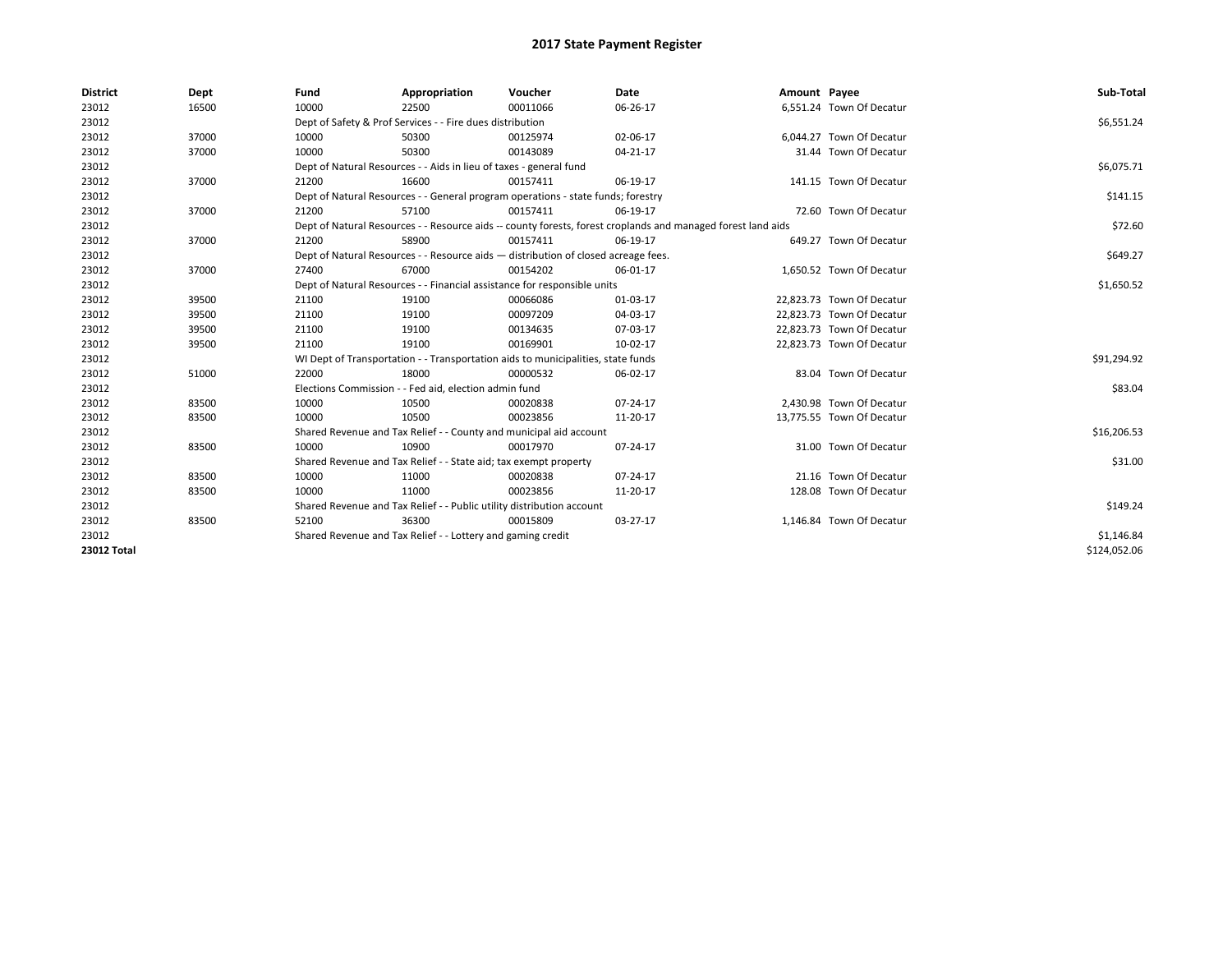# 2017 State Payment Register

| District | Dept | Fund | Appropriation | Voucher | Date | Amount | Payee | Sub-Total |
|---|---|---|---|---|---|---|---|---|
| 23012 | 16500 | 10000 | 22500 | 00011066 | 06-26-17 | 6,551.24 | Town Of Decatur | |
| 23012 | | Dept of Safety & Prof Services - - Fire dues distribution | | | | | | $6,551.24 |
| 23012 | 37000 | 10000 | 50300 | 00125974 | 02-06-17 | 6,044.27 | Town Of Decatur | |
| 23012 | 37000 | 10000 | 50300 | 00143089 | 04-21-17 | 31.44 | Town Of Decatur | |
| 23012 | | Dept of Natural Resources - - Aids in lieu of taxes - general fund | | | | | | $6,075.71 |
| 23012 | 37000 | 21200 | 16600 | 00157411 | 06-19-17 | 141.15 | Town Of Decatur | |
| 23012 | | Dept of Natural Resources - - General program operations - state funds; forestry | | | | | | $141.15 |
| 23012 | 37000 | 21200 | 57100 | 00157411 | 06-19-17 | 72.60 | Town Of Decatur | |
| 23012 | | Dept of Natural Resources - - Resource aids -- county forests, forest croplands and managed forest land aids | | | | | | $72.60 |
| 23012 | 37000 | 21200 | 58900 | 00157411 | 06-19-17 | 649.27 | Town Of Decatur | |
| 23012 | | Dept of Natural Resources - - Resource aids — distribution of closed acreage fees. | | | | | | $649.27 |
| 23012 | 37000 | 27400 | 67000 | 00154202 | 06-01-17 | 1,650.52 | Town Of Decatur | |
| 23012 | | Dept of Natural Resources - - Financial assistance for responsible units | | | | | | $1,650.52 |
| 23012 | 39500 | 21100 | 19100 | 00066086 | 01-03-17 | 22,823.73 | Town Of Decatur | |
| 23012 | 39500 | 21100 | 19100 | 00097209 | 04-03-17 | 22,823.73 | Town Of Decatur | |
| 23012 | 39500 | 21100 | 19100 | 00134635 | 07-03-17 | 22,823.73 | Town Of Decatur | |
| 23012 | 39500 | 21100 | 19100 | 00169901 | 10-02-17 | 22,823.73 | Town Of Decatur | |
| 23012 | | WI Dept of Transportation - - Transportation aids to municipalities, state funds | | | | | | $91,294.92 |
| 23012 | 51000 | 22000 | 18000 | 00000532 | 06-02-17 | 83.04 | Town Of Decatur | |
| 23012 | | Elections Commission - - Fed aid, election admin fund | | | | | | $83.04 |
| 23012 | 83500 | 10000 | 10500 | 00020838 | 07-24-17 | 2,430.98 | Town Of Decatur | |
| 23012 | 83500 | 10000 | 10500 | 00023856 | 11-20-17 | 13,775.55 | Town Of Decatur | |
| 23012 | | Shared Revenue and Tax Relief - - County and municipal aid account | | | | | | $16,206.53 |
| 23012 | 83500 | 10000 | 10900 | 00017970 | 07-24-17 | 31.00 | Town Of Decatur | |
| 23012 | | Shared Revenue and Tax Relief - - State aid; tax exempt property | | | | | | $31.00 |
| 23012 | 83500 | 10000 | 11000 | 00020838 | 07-24-17 | 21.16 | Town Of Decatur | |
| 23012 | 83500 | 10000 | 11000 | 00023856 | 11-20-17 | 128.08 | Town Of Decatur | |
| 23012 | | Shared Revenue and Tax Relief - - Public utility distribution account | | | | | | $149.24 |
| 23012 | 83500 | 52100 | 36300 | 00015809 | 03-27-17 | 1,146.84 | Town Of Decatur | |
| 23012 | | Shared Revenue and Tax Relief - - Lottery and gaming credit | | | | | | $1,146.84 |
| **23012 Total** | | | | | | | | $124,052.06 |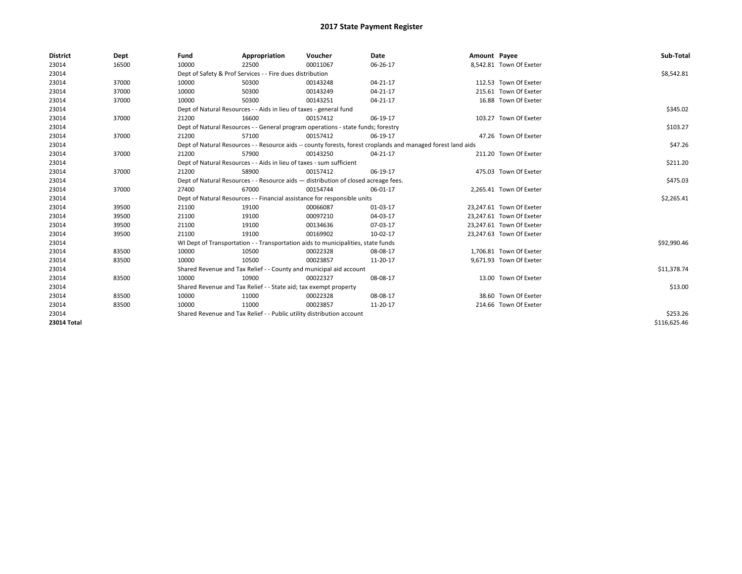# 2017 State Payment Register

| District | Dept | Fund | Appropriation | Voucher | Date | Amount | Payee | Sub-Total |
|---|---|---|---|---|---|---|---|---|
| 23014 | 16500 | 10000 | 22500 | 00011067 | 06-26-17 | 8,542.81 | Town Of Exeter | |
| 23014 | | Dept of Safety & Prof Services - - Fire dues distribution | | | | | | $8,542.81 |
| 23014 | 37000 | 10000 | 50300 | 00143248 | 04-21-17 | 112.53 | Town Of Exeter | |
| 23014 | 37000 | 10000 | 50300 | 00143249 | 04-21-17 | 215.61 | Town Of Exeter | |
| 23014 | 37000 | 10000 | 50300 | 00143251 | 04-21-17 | 16.88 | Town Of Exeter | |
| 23014 | | Dept of Natural Resources - - Aids in lieu of taxes - general fund | | | | | | $345.02 |
| 23014 | 37000 | 21200 | 16600 | 00157412 | 06-19-17 | 103.27 | Town Of Exeter | |
| 23014 | | Dept of Natural Resources - - General program operations - state funds; forestry | | | | | | $103.27 |
| 23014 | 37000 | 21200 | 57100 | 00157412 | 06-19-17 | 47.26 | Town Of Exeter | |
| 23014 | | Dept of Natural Resources - - Resource aids -- county forests, forest croplands and managed forest land aids | | | | | | $47.26 |
| 23014 | 37000 | 21200 | 57900 | 00143250 | 04-21-17 | 211.20 | Town Of Exeter | |
| 23014 | | Dept of Natural Resources - - Aids in lieu of taxes - sum sufficient | | | | | | $211.20 |
| 23014 | 37000 | 21200 | 58900 | 00157412 | 06-19-17 | 475.03 | Town Of Exeter | |
| 23014 | | Dept of Natural Resources - - Resource aids — distribution of closed acreage fees. | | | | | | $475.03 |
| 23014 | 37000 | 27400 | 67000 | 00154744 | 06-01-17 | 2,265.41 | Town Of Exeter | |
| 23014 | | Dept of Natural Resources - - Financial assistance for responsible units | | | | | | $2,265.41 |
| 23014 | 39500 | 21100 | 19100 | 00066087 | 01-03-17 | 23,247.61 | Town Of Exeter | |
| 23014 | 39500 | 21100 | 19100 | 00097210 | 04-03-17 | 23,247.61 | Town Of Exeter | |
| 23014 | 39500 | 21100 | 19100 | 00134636 | 07-03-17 | 23,247.61 | Town Of Exeter | |
| 23014 | 39500 | 21100 | 19100 | 00169902 | 10-02-17 | 23,247.63 | Town Of Exeter | |
| 23014 | | WI Dept of Transportation - - Transportation aids to municipalities, state funds | | | | | | $92,990.46 |
| 23014 | 83500 | 10000 | 10500 | 00022328 | 08-08-17 | 1,706.81 | Town Of Exeter | |
| 23014 | 83500 | 10000 | 10500 | 00023857 | 11-20-17 | 9,671.93 | Town Of Exeter | |
| 23014 | | Shared Revenue and Tax Relief - - County and municipal aid account | | | | | | $11,378.74 |
| 23014 | 83500 | 10000 | 10900 | 00022327 | 08-08-17 | 13.00 | Town Of Exeter | |
| 23014 | | Shared Revenue and Tax Relief - - State aid; tax exempt property | | | | | | $13.00 |
| 23014 | 83500 | 10000 | 11000 | 00022328 | 08-08-17 | 38.60 | Town Of Exeter | |
| 23014 | 83500 | 10000 | 11000 | 00023857 | 11-20-17 | 214.66 | Town Of Exeter | |
| 23014 | | Shared Revenue and Tax Relief - - Public utility distribution account | | | | | | $253.26 |
| **23014 Total** | | | | | | | | $116,625.46 |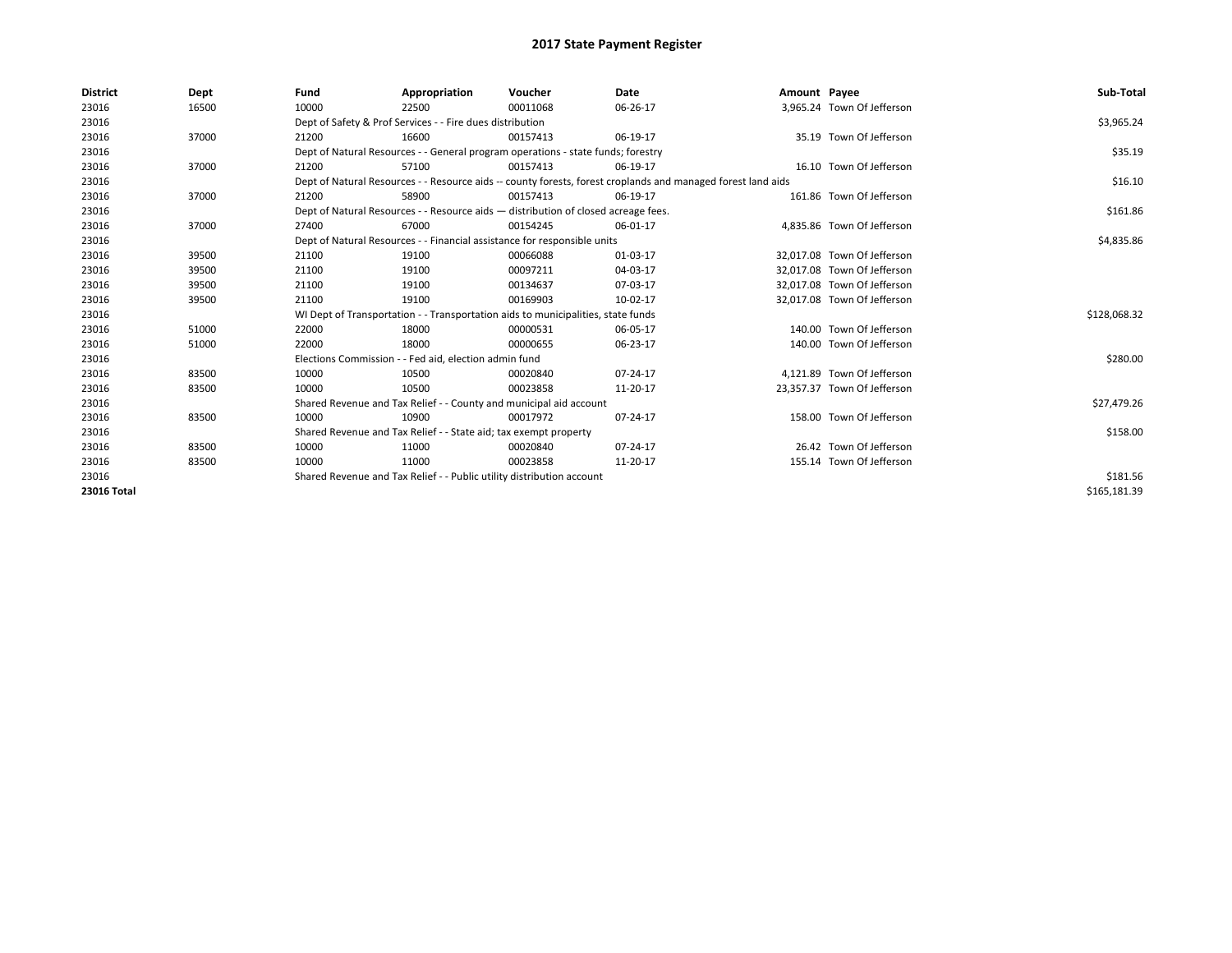# 2017 State Payment Register

| District | Dept | Fund | Appropriation | Voucher | Date | Amount | Payee | Sub-Total |
|---|---|---|---|---|---|---|---|---|
| 23016 | 16500 | 10000 | 22500 | 00011068 | 06-26-17 | 3,965.24 | Town Of Jefferson | |
| 23016 | | Dept of Safety & Prof Services - - Fire dues distribution | | | | | | $3,965.24 |
| 23016 | 37000 | 21200 | 16600 | 00157413 | 06-19-17 | 35.19 | Town Of Jefferson | |
| 23016 | | Dept of Natural Resources - - General program operations - state funds; forestry | | | | | | $35.19 |
| 23016 | 37000 | 21200 | 57100 | 00157413 | 06-19-17 | 16.10 | Town Of Jefferson | |
| 23016 | | Dept of Natural Resources - - Resource aids -- county forests, forest croplands and managed forest land aids | | | | | | $16.10 |
| 23016 | 37000 | 21200 | 58900 | 00157413 | 06-19-17 | 161.86 | Town Of Jefferson | |
| 23016 | | Dept of Natural Resources - - Resource aids — distribution of closed acreage fees. | | | | | | $161.86 |
| 23016 | 37000 | 27400 | 67000 | 00154245 | 06-01-17 | 4,835.86 | Town Of Jefferson | |
| 23016 | | Dept of Natural Resources - - Financial assistance for responsible units | | | | | | $4,835.86 |
| 23016 | 39500 | 21100 | 19100 | 00066088 | 01-03-17 | 32,017.08 | Town Of Jefferson | |
| 23016 | 39500 | 21100 | 19100 | 00097211 | 04-03-17 | 32,017.08 | Town Of Jefferson | |
| 23016 | 39500 | 21100 | 19100 | 00134637 | 07-03-17 | 32,017.08 | Town Of Jefferson | |
| 23016 | 39500 | 21100 | 19100 | 00169903 | 10-02-17 | 32,017.08 | Town Of Jefferson | |
| 23016 | | WI Dept of Transportation - - Transportation aids to municipalities, state funds | | | | | | $128,068.32 |
| 23016 | 51000 | 22000 | 18000 | 00000531 | 06-05-17 | 140.00 | Town Of Jefferson | |
| 23016 | 51000 | 22000 | 18000 | 00000655 | 06-23-17 | 140.00 | Town Of Jefferson | |
| 23016 | | Elections Commission - - Fed aid, election admin fund | | | | | | $280.00 |
| 23016 | 83500 | 10000 | 10500 | 00020840 | 07-24-17 | 4,121.89 | Town Of Jefferson | |
| 23016 | 83500 | 10000 | 10500 | 00023858 | 11-20-17 | 23,357.37 | Town Of Jefferson | |
| 23016 | | Shared Revenue and Tax Relief - - County and municipal aid account | | | | | | $27,479.26 |
| 23016 | 83500 | 10000 | 10900 | 00017972 | 07-24-17 | 158.00 | Town Of Jefferson | |
| 23016 | | Shared Revenue and Tax Relief - - State aid; tax exempt property | | | | | | $158.00 |
| 23016 | 83500 | 10000 | 11000 | 00020840 | 07-24-17 | 26.42 | Town Of Jefferson | |
| 23016 | 83500 | 10000 | 11000 | 00023858 | 11-20-17 | 155.14 | Town Of Jefferson | |
| 23016 | | Shared Revenue and Tax Relief - - Public utility distribution account | | | | | | $181.56 |
| **23016 Total** | | | | | | | | $165,181.39 |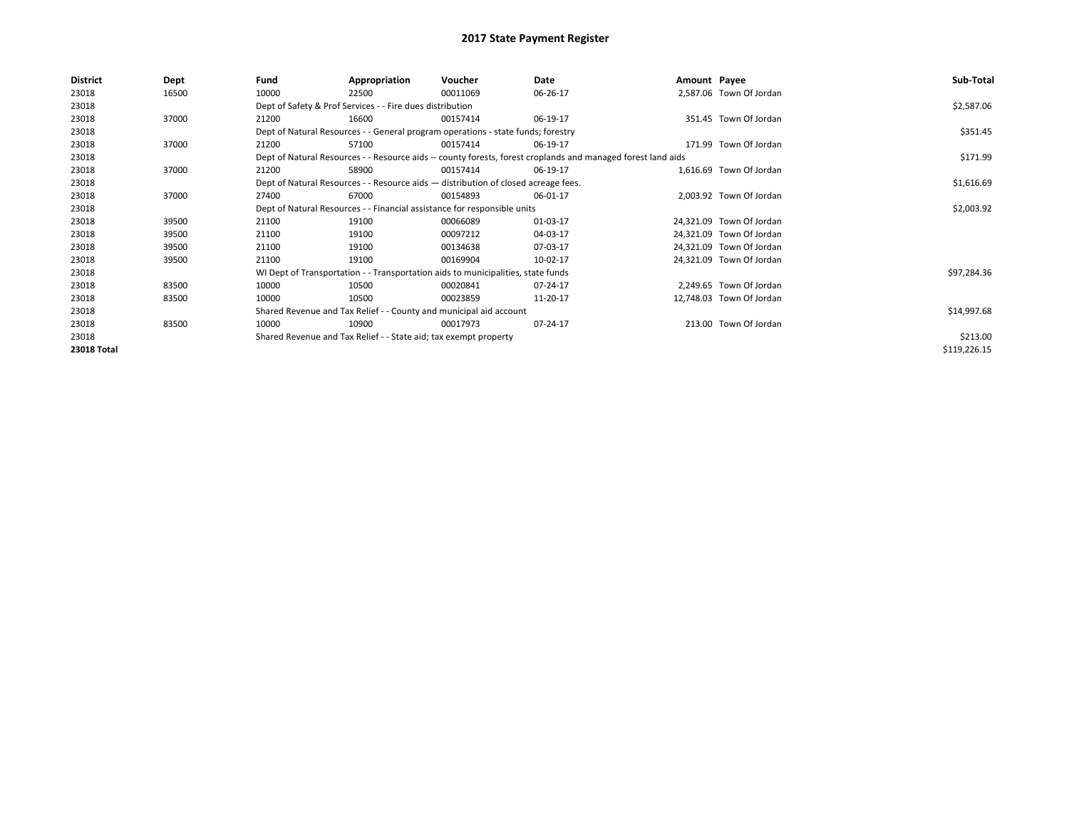# 2017 State Payment Register

| District | Dept | Fund | Appropriation | Voucher | Date | Amount | Payee | Sub-Total |
|---|---|---|---|---|---|---|---|---|
| 23018 | 16500 | 10000 | 22500 | 00011069 | 06-26-17 | 2,587.06 | Town Of Jordan | |
| 23018 | | Dept of Safety & Prof Services - - Fire dues distribution | | | | | | $2,587.06 |
| 23018 | 37000 | 21200 | 16600 | 00157414 | 06-19-17 | 351.45 | Town Of Jordan | |
| 23018 | | Dept of Natural Resources - - General program operations - state funds; forestry | | | | | | $351.45 |
| 23018 | 37000 | 21200 | 57100 | 00157414 | 06-19-17 | 171.99 | Town Of Jordan | |
| 23018 | | Dept of Natural Resources - - Resource aids -- county forests, forest croplands and managed forest land aids | | | | | | $171.99 |
| 23018 | 37000 | 21200 | 58900 | 00157414 | 06-19-17 | 1,616.69 | Town Of Jordan | |
| 23018 | | Dept of Natural Resources - - Resource aids — distribution of closed acreage fees. | | | | | | $1,616.69 |
| 23018 | 37000 | 27400 | 67000 | 00154893 | 06-01-17 | 2,003.92 | Town Of Jordan | |
| 23018 | | Dept of Natural Resources - - Financial assistance for responsible units | | | | | | $2,003.92 |
| 23018 | 39500 | 21100 | 19100 | 00066089 | 01-03-17 | 24,321.09 | Town Of Jordan | |
| 23018 | 39500 | 21100 | 19100 | 00097212 | 04-03-17 | 24,321.09 | Town Of Jordan | |
| 23018 | 39500 | 21100 | 19100 | 00134638 | 07-03-17 | 24,321.09 | Town Of Jordan | |
| 23018 | 39500 | 21100 | 19100 | 00169904 | 10-02-17 | 24,321.09 | Town Of Jordan | |
| 23018 | | WI Dept of Transportation - - Transportation aids to municipalities, state funds | | | | | | $97,284.36 |
| 23018 | 83500 | 10000 | 10500 | 00020841 | 07-24-17 | 2,249.65 | Town Of Jordan | |
| 23018 | 83500 | 10000 | 10500 | 00023859 | 11-20-17 | 12,748.03 | Town Of Jordan | |
| 23018 | | Shared Revenue and Tax Relief - - County and municipal aid account | | | | | | $14,997.68 |
| 23018 | 83500 | 10000 | 10900 | 00017973 | 07-24-17 | 213.00 | Town Of Jordan | |
| 23018 | | Shared Revenue and Tax Relief - - State aid; tax exempt property | | | | | | $213.00 |
| **23018 Total** | | | | | | | | $119,226.15 |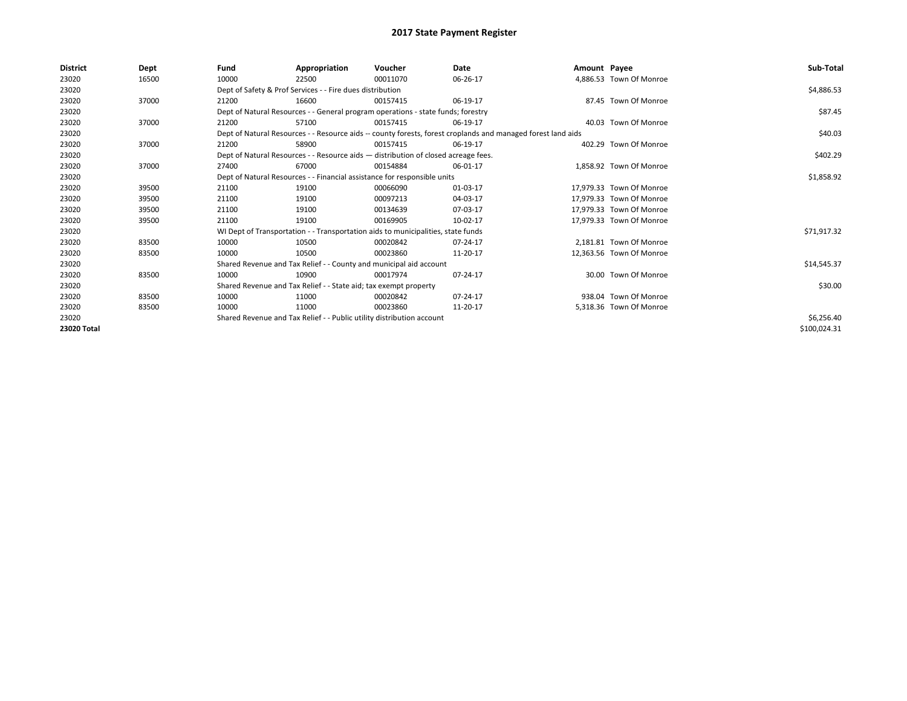# 2017 State Payment Register

| District | Dept | Fund | Appropriation | Voucher | Date | Amount | Payee | Sub-Total |
|---|---|---|---|---|---|---|---|---|
| 23020 | 16500 | 10000 | 22500 | 00011070 | 06-26-17 | 4,886.53 | Town Of Monroe | |
| 23020 | | Dept of Safety & Prof Services - - Fire dues distribution | | | | | | $4,886.53 |
| 23020 | 37000 | 21200 | 16600 | 00157415 | 06-19-17 | 87.45 | Town Of Monroe | |
| 23020 | | Dept of Natural Resources - - General program operations - state funds; forestry | | | | | | $87.45 |
| 23020 | 37000 | 21200 | 57100 | 00157415 | 06-19-17 | 40.03 | Town Of Monroe | |
| 23020 | | Dept of Natural Resources - - Resource aids -- county forests, forest croplands and managed forest land aids | | | | | | $40.03 |
| 23020 | 37000 | 21200 | 58900 | 00157415 | 06-19-17 | 402.29 | Town Of Monroe | |
| 23020 | | Dept of Natural Resources - - Resource aids — distribution of closed acreage fees. | | | | | | $402.29 |
| 23020 | 37000 | 27400 | 67000 | 00154884 | 06-01-17 | 1,858.92 | Town Of Monroe | |
| 23020 | | Dept of Natural Resources - - Financial assistance for responsible units | | | | | | $1,858.92 |
| 23020 | 39500 | 21100 | 19100 | 00066090 | 01-03-17 | 17,979.33 | Town Of Monroe | |
| 23020 | 39500 | 21100 | 19100 | 00097213 | 04-03-17 | 17,979.33 | Town Of Monroe | |
| 23020 | 39500 | 21100 | 19100 | 00134639 | 07-03-17 | 17,979.33 | Town Of Monroe | |
| 23020 | 39500 | 21100 | 19100 | 00169905 | 10-02-17 | 17,979.33 | Town Of Monroe | |
| 23020 | | WI Dept of Transportation - - Transportation aids to municipalities, state funds | | | | | | $71,917.32 |
| 23020 | 83500 | 10000 | 10500 | 00020842 | 07-24-17 | 2,181.81 | Town Of Monroe | |
| 23020 | 83500 | 10000 | 10500 | 00023860 | 11-20-17 | 12,363.56 | Town Of Monroe | |
| 23020 | | Shared Revenue and Tax Relief - - County and municipal aid account | | | | | | $14,545.37 |
| 23020 | 83500 | 10000 | 10900 | 00017974 | 07-24-17 | 30.00 | Town Of Monroe | |
| 23020 | | Shared Revenue and Tax Relief - - State aid; tax exempt property | | | | | | $30.00 |
| 23020 | 83500 | 10000 | 11000 | 00020842 | 07-24-17 | 938.04 | Town Of Monroe | |
| 23020 | 83500 | 10000 | 11000 | 00023860 | 11-20-17 | 5,318.36 | Town Of Monroe | |
| 23020 | | Shared Revenue and Tax Relief - - Public utility distribution account | | | | | | $6,256.40 |
| **23020 Total** | | | | | | | | $100,024.31 |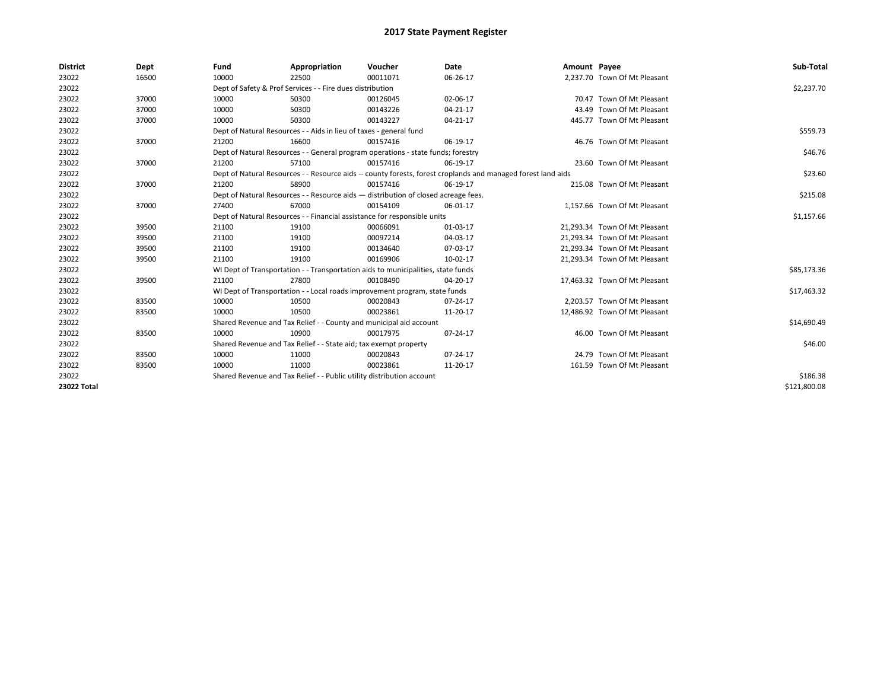# 2017 State Payment Register

| District | Dept | Fund | Appropriation | Voucher | Date | Amount | Payee | Sub-Total |
|---|---|---|---|---|---|---|---|---|
| 23022 | 16500 | 10000 | 22500 | 00011071 | 06-26-17 | 2,237.70 | Town Of Mt Pleasant | |
| 23022 | | Dept of Safety & Prof Services - - Fire dues distribution | | | | | | $2,237.70 |
| 23022 | 37000 | 10000 | 50300 | 00126045 | 02-06-17 | 70.47 | Town Of Mt Pleasant | |
| 23022 | 37000 | 10000 | 50300 | 00143226 | 04-21-17 | 43.49 | Town Of Mt Pleasant | |
| 23022 | 37000 | 10000 | 50300 | 00143227 | 04-21-17 | 445.77 | Town Of Mt Pleasant | |
| 23022 | | Dept of Natural Resources - - Aids in lieu of taxes - general fund | | | | | | $559.73 |
| 23022 | 37000 | 21200 | 16600 | 00157416 | 06-19-17 | 46.76 | Town Of Mt Pleasant | |
| 23022 | | Dept of Natural Resources - - General program operations - state funds; forestry | | | | | | $46.76 |
| 23022 | 37000 | 21200 | 57100 | 00157416 | 06-19-17 | 23.60 | Town Of Mt Pleasant | |
| 23022 | | Dept of Natural Resources - - Resource aids -- county forests, forest croplands and managed forest land aids | | | | | | $23.60 |
| 23022 | 37000 | 21200 | 58900 | 00157416 | 06-19-17 | 215.08 | Town Of Mt Pleasant | |
| 23022 | | Dept of Natural Resources - - Resource aids — distribution of closed acreage fees. | | | | | | $215.08 |
| 23022 | 37000 | 27400 | 67000 | 00154109 | 06-01-17 | 1,157.66 | Town Of Mt Pleasant | |
| 23022 | | Dept of Natural Resources - - Financial assistance for responsible units | | | | | | $1,157.66 |
| 23022 | 39500 | 21100 | 19100 | 00066091 | 01-03-17 | 21,293.34 | Town Of Mt Pleasant | |
| 23022 | 39500 | 21100 | 19100 | 00097214 | 04-03-17 | 21,293.34 | Town Of Mt Pleasant | |
| 23022 | 39500 | 21100 | 19100 | 00134640 | 07-03-17 | 21,293.34 | Town Of Mt Pleasant | |
| 23022 | 39500 | 21100 | 19100 | 00169906 | 10-02-17 | 21,293.34 | Town Of Mt Pleasant | |
| 23022 | | WI Dept of Transportation - - Transportation aids to municipalities, state funds | | | | | | $85,173.36 |
| 23022 | 39500 | 21100 | 27800 | 00108490 | 04-20-17 | 17,463.32 | Town Of Mt Pleasant | |
| 23022 | | WI Dept of Transportation - - Local roads improvement program, state funds | | | | | | $17,463.32 |
| 23022 | 83500 | 10000 | 10500 | 00020843 | 07-24-17 | 2,203.57 | Town Of Mt Pleasant | |
| 23022 | 83500 | 10000 | 10500 | 00023861 | 11-20-17 | 12,486.92 | Town Of Mt Pleasant | |
| 23022 | | Shared Revenue and Tax Relief - - County and municipal aid account | | | | | | $14,690.49 |
| 23022 | 83500 | 10000 | 10900 | 00017975 | 07-24-17 | 46.00 | Town Of Mt Pleasant | |
| 23022 | | Shared Revenue and Tax Relief - - State aid; tax exempt property | | | | | | $46.00 |
| 23022 | 83500 | 10000 | 11000 | 00020843 | 07-24-17 | 24.79 | Town Of Mt Pleasant | |
| 23022 | 83500 | 10000 | 11000 | 00023861 | 11-20-17 | 161.59 | Town Of Mt Pleasant | |
| 23022 | | Shared Revenue and Tax Relief - - Public utility distribution account | | | | | | $186.38 |
| **23022 Total** | | | | | | | | $121,800.08 |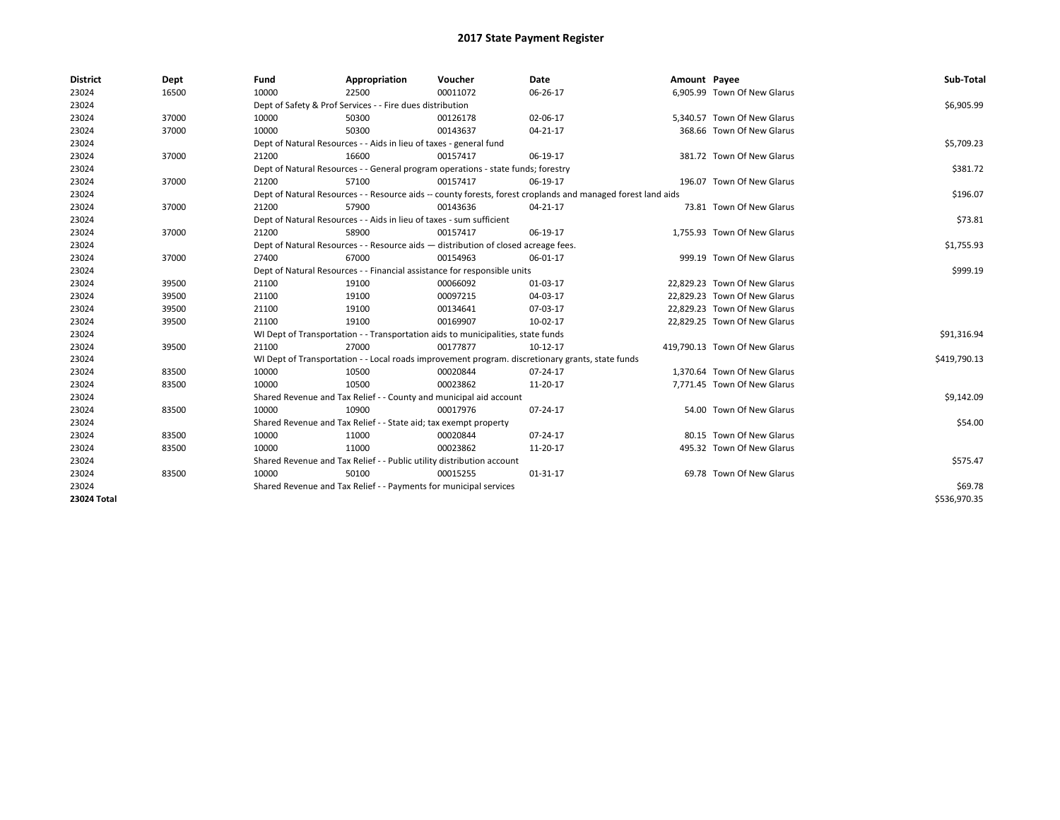# 2017 State Payment Register

| District | Dept | Fund | Appropriation | Voucher | Date | Amount | Payee | Sub-Total |
|---|---|---|---|---|---|---|---|---|
| 23024 | 16500 | 10000 | 22500 | 00011072 | 06-26-17 | 6,905.99 | Town Of New Glarus | |
| 23024 | | Dept of Safety & Prof Services - - Fire dues distribution | | | | | | $6,905.99 |
| 23024 | 37000 | 10000 | 50300 | 00126178 | 02-06-17 | 5,340.57 | Town Of New Glarus | |
| 23024 | 37000 | 10000 | 50300 | 00143637 | 04-21-17 | 368.66 | Town Of New Glarus | |
| 23024 | | Dept of Natural Resources - - Aids in lieu of taxes - general fund | | | | | | $5,709.23 |
| 23024 | 37000 | 21200 | 16600 | 00157417 | 06-19-17 | 381.72 | Town Of New Glarus | |
| 23024 | | Dept of Natural Resources - - General program operations - state funds; forestry | | | | | | $381.72 |
| 23024 | 37000 | 21200 | 57100 | 00157417 | 06-19-17 | 196.07 | Town Of New Glarus | |
| 23024 | | Dept of Natural Resources - - Resource aids -- county forests, forest croplands and managed forest land aids | | | | | | $196.07 |
| 23024 | 37000 | 21200 | 57900 | 00143636 | 04-21-17 | 73.81 | Town Of New Glarus | |
| 23024 | | Dept of Natural Resources - - Aids in lieu of taxes - sum sufficient | | | | | | $73.81 |
| 23024 | 37000 | 21200 | 58900 | 00157417 | 06-19-17 | 1,755.93 | Town Of New Glarus | |
| 23024 | | Dept of Natural Resources - - Resource aids — distribution of closed acreage fees. | | | | | | $1,755.93 |
| 23024 | 37000 | 27400 | 67000 | 00154963 | 06-01-17 | 999.19 | Town Of New Glarus | |
| 23024 | | Dept of Natural Resources - - Financial assistance for responsible units | | | | | | $999.19 |
| 23024 | 39500 | 21100 | 19100 | 00066092 | 01-03-17 | 22,829.23 | Town Of New Glarus | |
| 23024 | 39500 | 21100 | 19100 | 00097215 | 04-03-17 | 22,829.23 | Town Of New Glarus | |
| 23024 | 39500 | 21100 | 19100 | 00134641 | 07-03-17 | 22,829.23 | Town Of New Glarus | |
| 23024 | 39500 | 21100 | 19100 | 00169907 | 10-02-17 | 22,829.25 | Town Of New Glarus | |
| 23024 | | WI Dept of Transportation - - Transportation aids to municipalities, state funds | | | | | | $91,316.94 |
| 23024 | 39500 | 21100 | 27000 | 00177877 | 10-12-17 | 419,790.13 | Town Of New Glarus | |
| 23024 | | WI Dept of Transportation - - Local roads improvement program. discretionary grants, state funds | | | | | | $419,790.13 |
| 23024 | 83500 | 10000 | 10500 | 00020844 | 07-24-17 | 1,370.64 | Town Of New Glarus | |
| 23024 | 83500 | 10000 | 10500 | 00023862 | 11-20-17 | 7,771.45 | Town Of New Glarus | |
| 23024 | | Shared Revenue and Tax Relief - - County and municipal aid account | | | | | | $9,142.09 |
| 23024 | 83500 | 10000 | 10900 | 00017976 | 07-24-17 | 54.00 | Town Of New Glarus | |
| 23024 | | Shared Revenue and Tax Relief - - State aid; tax exempt property | | | | | | $54.00 |
| 23024 | 83500 | 10000 | 11000 | 00020844 | 07-24-17 | 80.15 | Town Of New Glarus | |
| 23024 | 83500 | 10000 | 11000 | 00023862 | 11-20-17 | 495.32 | Town Of New Glarus | |
| 23024 | | Shared Revenue and Tax Relief - - Public utility distribution account | | | | | | $575.47 |
| 23024 | 83500 | 10000 | 50100 | 00015255 | 01-31-17 | 69.78 | Town Of New Glarus | |
| 23024 | | Shared Revenue and Tax Relief - - Payments for municipal services | | | | | | $69.78 |
| **23024 Total** | | | | | | | | $536,970.35 |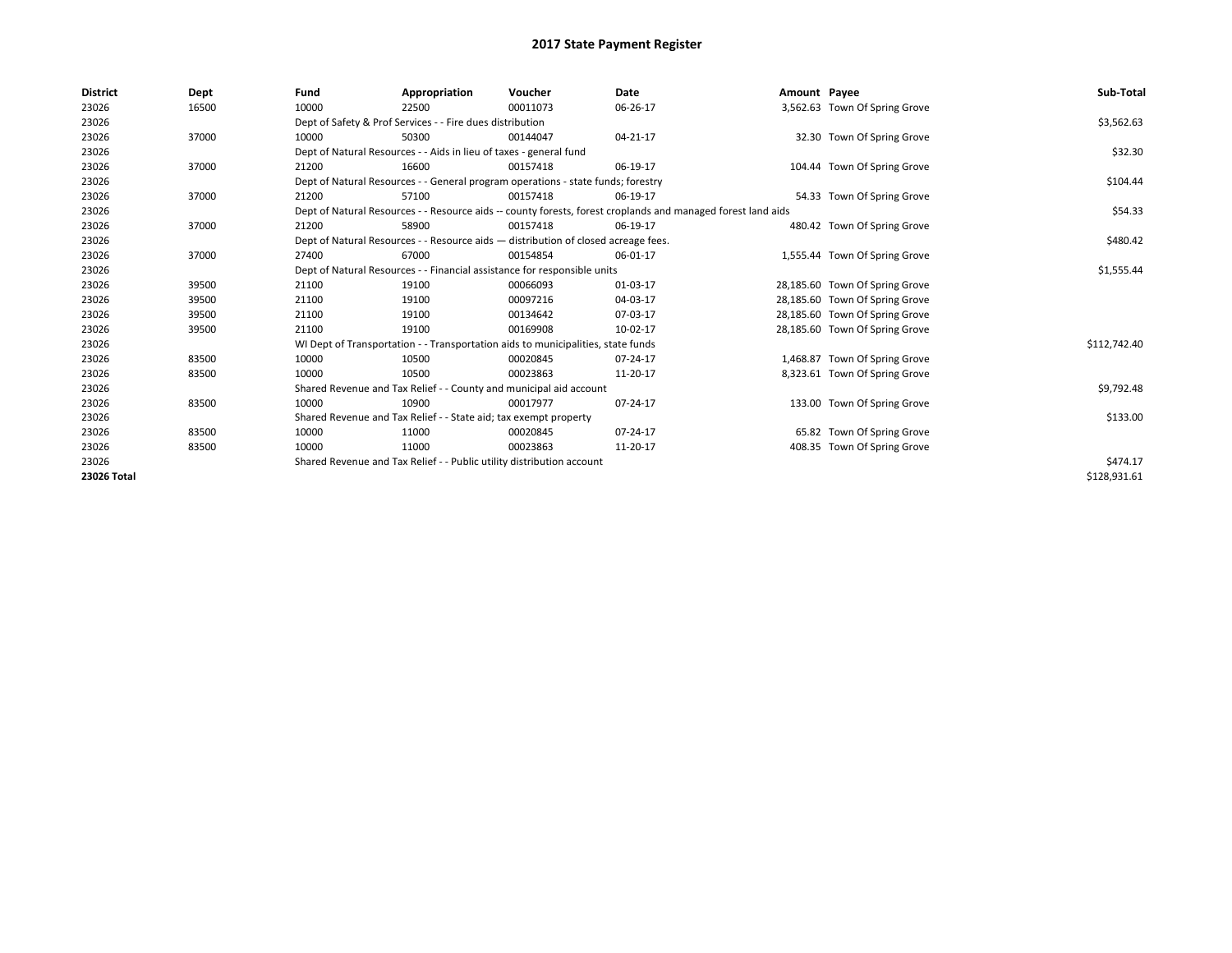# 2017 State Payment Register

| District | Dept | Fund | Appropriation | Voucher | Date | Amount | Payee | Sub-Total |
|---|---|---|---|---|---|---|---|---|
| 23026 | 16500 | 10000 | 22500 | 00011073 | 06-26-17 | 3,562.63 | Town Of Spring Grove | |
| 23026 | | Dept of Safety & Prof Services - - Fire dues distribution | | | | | | $3,562.63 |
| 23026 | 37000 | 10000 | 50300 | 00144047 | 04-21-17 | 32.30 | Town Of Spring Grove | |
| 23026 | | Dept of Natural Resources - - Aids in lieu of taxes - general fund | | | | | | $32.30 |
| 23026 | 37000 | 21200 | 16600 | 00157418 | 06-19-17 | 104.44 | Town Of Spring Grove | |
| 23026 | | Dept of Natural Resources - - General program operations - state funds; forestry | | | | | | $104.44 |
| 23026 | 37000 | 21200 | 57100 | 00157418 | 06-19-17 | 54.33 | Town Of Spring Grove | |
| 23026 | | Dept of Natural Resources - - Resource aids -- county forests, forest croplands and managed forest land aids | | | | | | $54.33 |
| 23026 | 37000 | 21200 | 58900 | 00157418 | 06-19-17 | 480.42 | Town Of Spring Grove | |
| 23026 | | Dept of Natural Resources - - Resource aids — distribution of closed acreage fees. | | | | | | $480.42 |
| 23026 | 37000 | 27400 | 67000 | 00154854 | 06-01-17 | 1,555.44 | Town Of Spring Grove | |
| 23026 | | Dept of Natural Resources - - Financial assistance for responsible units | | | | | | $1,555.44 |
| 23026 | 39500 | 21100 | 19100 | 00066093 | 01-03-17 | 28,185.60 | Town Of Spring Grove | |
| 23026 | 39500 | 21100 | 19100 | 00097216 | 04-03-17 | 28,185.60 | Town Of Spring Grove | |
| 23026 | 39500 | 21100 | 19100 | 00134642 | 07-03-17 | 28,185.60 | Town Of Spring Grove | |
| 23026 | 39500 | 21100 | 19100 | 00169908 | 10-02-17 | 28,185.60 | Town Of Spring Grove | |
| 23026 | | WI Dept of Transportation - - Transportation aids to municipalities, state funds | | | | | | $112,742.40 |
| 23026 | 83500 | 10000 | 10500 | 00020845 | 07-24-17 | 1,468.87 | Town Of Spring Grove | |
| 23026 | 83500 | 10000 | 10500 | 00023863 | 11-20-17 | 8,323.61 | Town Of Spring Grove | |
| 23026 | | Shared Revenue and Tax Relief - - County and municipal aid account | | | | | | $9,792.48 |
| 23026 | 83500 | 10000 | 10900 | 00017977 | 07-24-17 | 133.00 | Town Of Spring Grove | |
| 23026 | | Shared Revenue and Tax Relief - - State aid; tax exempt property | | | | | | $133.00 |
| 23026 | 83500 | 10000 | 11000 | 00020845 | 07-24-17 | 65.82 | Town Of Spring Grove | |
| 23026 | 83500 | 10000 | 11000 | 00023863 | 11-20-17 | 408.35 | Town Of Spring Grove | |
| 23026 | | Shared Revenue and Tax Relief - - Public utility distribution account | | | | | | $474.17 |
| **23026 Total** | | | | | | | | $128,931.61 |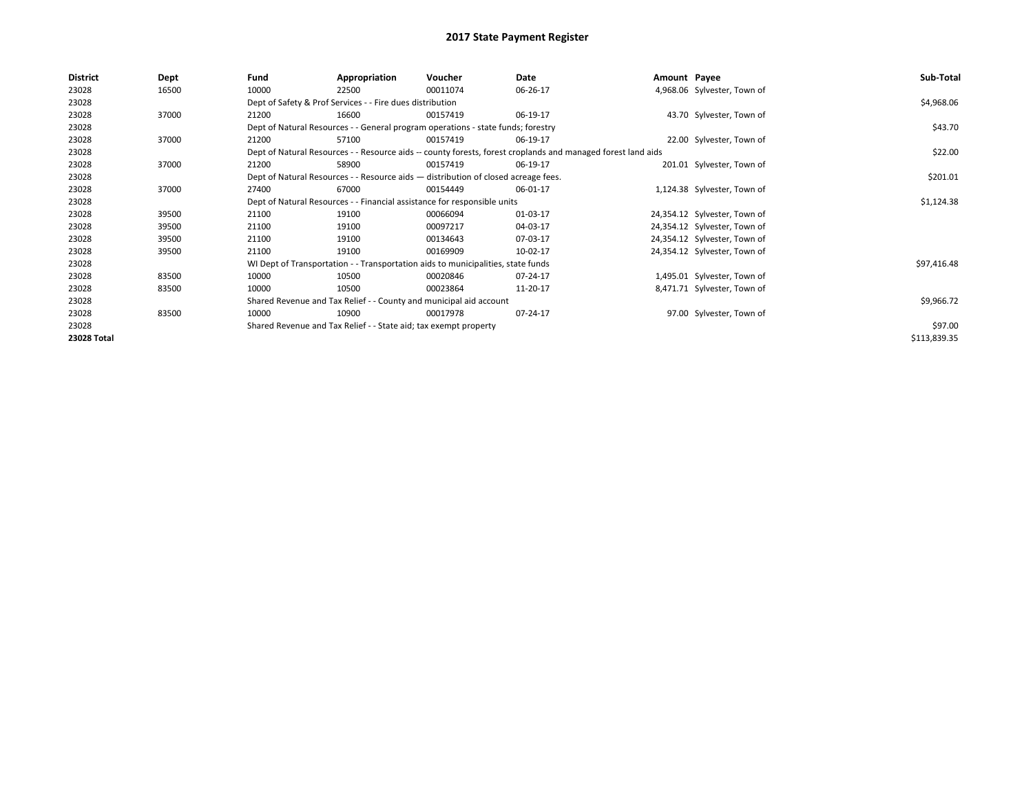# 2017 State Payment Register

| District | Dept | Fund | Appropriation | Voucher | Date | Amount | Payee | Sub-Total |
|---|---|---|---|---|---|---|---|---|
| 23028 | 16500 | 10000 | 22500 | 00011074 | 06-26-17 | 4,968.06 | Sylvester, Town of | |
| 23028 | | Dept of Safety & Prof Services - - Fire dues distribution | | | | | | $4,968.06 |
| 23028 | 37000 | 21200 | 16600 | 00157419 | 06-19-17 | 43.70 | Sylvester, Town of | |
| 23028 | | Dept of Natural Resources - - General program operations - state funds; forestry | | | | | | $43.70 |
| 23028 | 37000 | 21200 | 57100 | 00157419 | 06-19-17 | 22.00 | Sylvester, Town of | |
| 23028 | | Dept of Natural Resources - - Resource aids -- county forests, forest croplands and managed forest land aids | | | | | | $22.00 |
| 23028 | 37000 | 21200 | 58900 | 00157419 | 06-19-17 | 201.01 | Sylvester, Town of | |
| 23028 | | Dept of Natural Resources - - Resource aids — distribution of closed acreage fees. | | | | | | $201.01 |
| 23028 | 37000 | 27400 | 67000 | 00154449 | 06-01-17 | 1,124.38 | Sylvester, Town of | |
| 23028 | | Dept of Natural Resources - - Financial assistance for responsible units | | | | | | $1,124.38 |
| 23028 | 39500 | 21100 | 19100 | 00066094 | 01-03-17 | 24,354.12 | Sylvester, Town of | |
| 23028 | 39500 | 21100 | 19100 | 00097217 | 04-03-17 | 24,354.12 | Sylvester, Town of | |
| 23028 | 39500 | 21100 | 19100 | 00134643 | 07-03-17 | 24,354.12 | Sylvester, Town of | |
| 23028 | 39500 | 21100 | 19100 | 00169909 | 10-02-17 | 24,354.12 | Sylvester, Town of | |
| 23028 | | WI Dept of Transportation - - Transportation aids to municipalities, state funds | | | | | | $97,416.48 |
| 23028 | 83500 | 10000 | 10500 | 00020846 | 07-24-17 | 1,495.01 | Sylvester, Town of | |
| 23028 | 83500 | 10000 | 10500 | 00023864 | 11-20-17 | 8,471.71 | Sylvester, Town of | |
| 23028 | | Shared Revenue and Tax Relief - - County and municipal aid account | | | | | | $9,966.72 |
| 23028 | 83500 | 10000 | 10900 | 00017978 | 07-24-17 | 97.00 | Sylvester, Town of | |
| 23028 | | Shared Revenue and Tax Relief - - State aid; tax exempt property | | | | | | $97.00 |
| **23028 Total** | | | | | | | | $113,839.35 |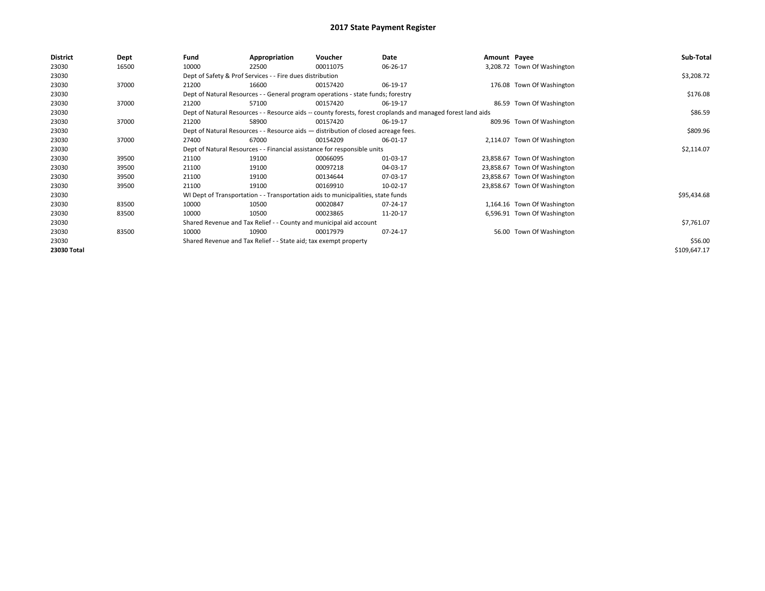# 2017 State Payment Register

| District | Dept | Fund | Appropriation | Voucher | Date | Amount | Payee | Sub-Total |
|---|---|---|---|---|---|---|---|---|
| 23030 | 16500 | 10000 | 22500 | 00011075 | 06-26-17 | 3,208.72 | Town Of Washington | |
| 23030 | | Dept of Safety & Prof Services - - Fire dues distribution | | | | | | $3,208.72 |
| 23030 | 37000 | 21200 | 16600 | 00157420 | 06-19-17 | 176.08 | Town Of Washington | |
| 23030 | | Dept of Natural Resources - - General program operations - state funds; forestry | | | | | | $176.08 |
| 23030 | 37000 | 21200 | 57100 | 00157420 | 06-19-17 | 86.59 | Town Of Washington | |
| 23030 | | Dept of Natural Resources - - Resource aids -- county forests, forest croplands and managed forest land aids | | | | | | $86.59 |
| 23030 | 37000 | 21200 | 58900 | 00157420 | 06-19-17 | 809.96 | Town Of Washington | |
| 23030 | | Dept of Natural Resources - - Resource aids — distribution of closed acreage fees. | | | | | | $809.96 |
| 23030 | 37000 | 27400 | 67000 | 00154209 | 06-01-17 | 2,114.07 | Town Of Washington | |
| 23030 | | Dept of Natural Resources - - Financial assistance for responsible units | | | | | | $2,114.07 |
| 23030 | 39500 | 21100 | 19100 | 00066095 | 01-03-17 | 23,858.67 | Town Of Washington | |
| 23030 | 39500 | 21100 | 19100 | 00097218 | 04-03-17 | 23,858.67 | Town Of Washington | |
| 23030 | 39500 | 21100 | 19100 | 00134644 | 07-03-17 | 23,858.67 | Town Of Washington | |
| 23030 | 39500 | 21100 | 19100 | 00169910 | 10-02-17 | 23,858.67 | Town Of Washington | |
| 23030 | | WI Dept of Transportation - - Transportation aids to municipalities, state funds | | | | | | $95,434.68 |
| 23030 | 83500 | 10000 | 10500 | 00020847 | 07-24-17 | 1,164.16 | Town Of Washington | |
| 23030 | 83500 | 10000 | 10500 | 00023865 | 11-20-17 | 6,596.91 | Town Of Washington | |
| 23030 | | Shared Revenue and Tax Relief - - County and municipal aid account | | | | | | $7,761.07 |
| 23030 | 83500 | 10000 | 10900 | 00017979 | 07-24-17 | 56.00 | Town Of Washington | |
| 23030 | | Shared Revenue and Tax Relief - - State aid; tax exempt property | | | | | | $56.00 |
| **23030 Total** | | | | | | | | $109,647.17 |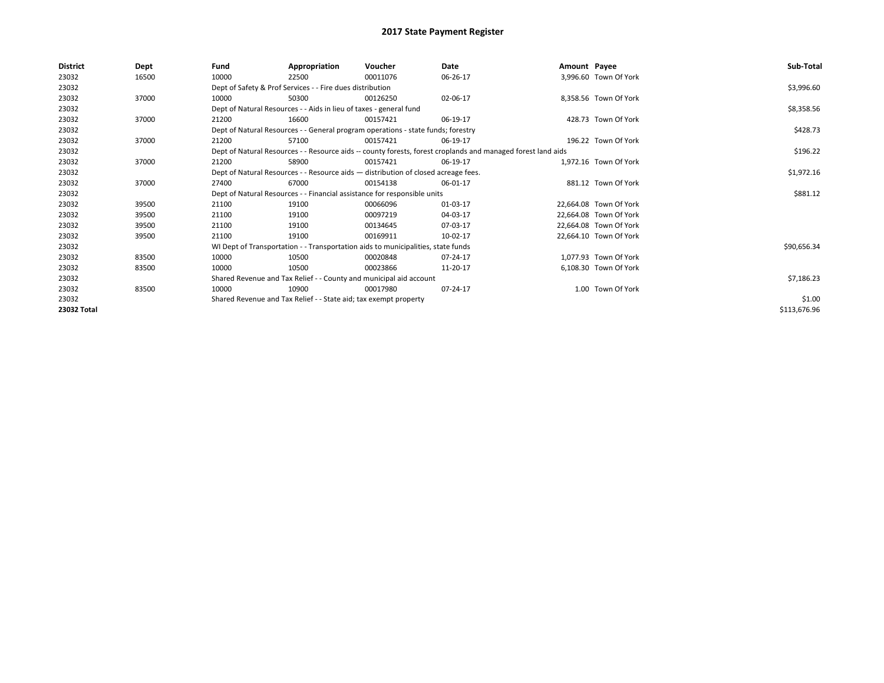# 2017 State Payment Register

| District | Dept | Fund | Appropriation | Voucher | Date | Amount | Payee | Sub-Total |
|---|---|---|---|---|---|---|---|---|
| 23032 | 16500 | 10000 | 22500 | 00011076 | 06-26-17 | 3,996.60 | Town Of York | |
| 23032 | | Dept of Safety & Prof Services - - Fire dues distribution | | | | | | $3,996.60 |
| 23032 | 37000 | 10000 | 50300 | 00126250 | 02-06-17 | 8,358.56 | Town Of York | |
| 23032 | | Dept of Natural Resources - - Aids in lieu of taxes - general fund | | | | | | $8,358.56 |
| 23032 | 37000 | 21200 | 16600 | 00157421 | 06-19-17 | 428.73 | Town Of York | |
| 23032 | | Dept of Natural Resources - - General program operations - state funds; forestry | | | | | | $428.73 |
| 23032 | 37000 | 21200 | 57100 | 00157421 | 06-19-17 | 196.22 | Town Of York | |
| 23032 | | Dept of Natural Resources - - Resource aids -- county forests, forest croplands and managed forest land aids | | | | | | $196.22 |
| 23032 | 37000 | 21200 | 58900 | 00157421 | 06-19-17 | 1,972.16 | Town Of York | |
| 23032 | | Dept of Natural Resources - - Resource aids — distribution of closed acreage fees. | | | | | | $1,972.16 |
| 23032 | 37000 | 27400 | 67000 | 00154138 | 06-01-17 | 881.12 | Town Of York | |
| 23032 | | Dept of Natural Resources - - Financial assistance for responsible units | | | | | | $881.12 |
| 23032 | 39500 | 21100 | 19100 | 00066096 | 01-03-17 | 22,664.08 | Town Of York | |
| 23032 | 39500 | 21100 | 19100 | 00097219 | 04-03-17 | 22,664.08 | Town Of York | |
| 23032 | 39500 | 21100 | 19100 | 00134645 | 07-03-17 | 22,664.08 | Town Of York | |
| 23032 | 39500 | 21100 | 19100 | 00169911 | 10-02-17 | 22,664.10 | Town Of York | |
| 23032 | | WI Dept of Transportation - - Transportation aids to municipalities, state funds | | | | | | $90,656.34 |
| 23032 | 83500 | 10000 | 10500 | 00020848 | 07-24-17 | 1,077.93 | Town Of York | |
| 23032 | 83500 | 10000 | 10500 | 00023866 | 11-20-17 | 6,108.30 | Town Of York | |
| 23032 | | Shared Revenue and Tax Relief - - County and municipal aid account | | | | | | $7,186.23 |
| 23032 | 83500 | 10000 | 10900 | 00017980 | 07-24-17 | 1.00 | Town Of York | |
| 23032 | | Shared Revenue and Tax Relief - - State aid; tax exempt property | | | | | | $1.00 |
| **23032 Total** | | | | | | | | $113,676.96 |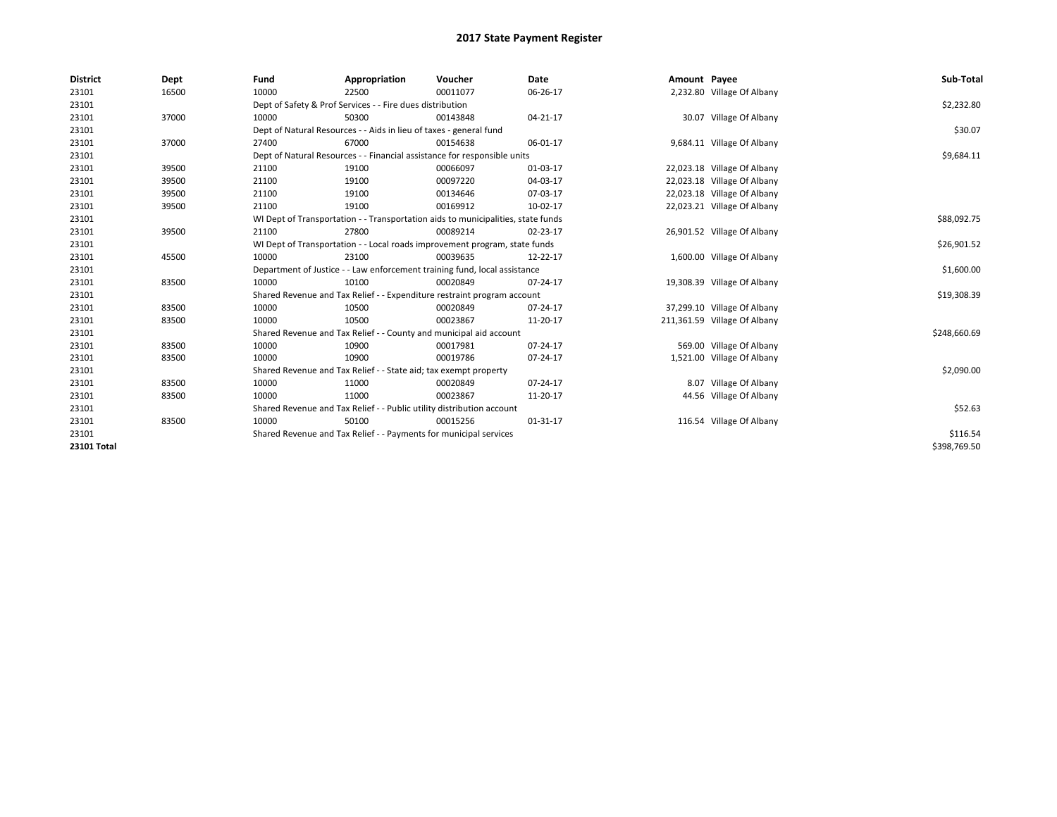# 2017 State Payment Register

| District | Dept | Fund | Appropriation | Voucher | Date | Amount | Payee | Sub-Total |
|---|---|---|---|---|---|---|---|---|
| 23101 | 16500 | 10000 | 22500 | 00011077 | 06-26-17 | 2,232.80 | Village Of Albany | |
| 23101 | | Dept of Safety & Prof Services - - Fire dues distribution | | | | | | $2,232.80 |
| 23101 | 37000 | 10000 | 50300 | 00143848 | 04-21-17 | 30.07 | Village Of Albany | |
| 23101 | | Dept of Natural Resources - - Aids in lieu of taxes - general fund | | | | | | $30.07 |
| 23101 | 37000 | 27400 | 67000 | 00154638 | 06-01-17 | 9,684.11 | Village Of Albany | |
| 23101 | | Dept of Natural Resources - - Financial assistance for responsible units | | | | | | $9,684.11 |
| 23101 | 39500 | 21100 | 19100 | 00066097 | 01-03-17 | 22,023.18 | Village Of Albany | |
| 23101 | 39500 | 21100 | 19100 | 00097220 | 04-03-17 | 22,023.18 | Village Of Albany | |
| 23101 | 39500 | 21100 | 19100 | 00134646 | 07-03-17 | 22,023.18 | Village Of Albany | |
| 23101 | 39500 | 21100 | 19100 | 00169912 | 10-02-17 | 22,023.21 | Village Of Albany | |
| 23101 | | WI Dept of Transportation - - Transportation aids to municipalities, state funds | | | | | | $88,092.75 |
| 23101 | 39500 | 21100 | 27800 | 00089214 | 02-23-17 | 26,901.52 | Village Of Albany | |
| 23101 | | WI Dept of Transportation - - Local roads improvement program, state funds | | | | | | $26,901.52 |
| 23101 | 45500 | 10000 | 23100 | 00039635 | 12-22-17 | 1,600.00 | Village Of Albany | |
| 23101 | | Department of Justice - - Law enforcement training fund, local assistance | | | | | | $1,600.00 |
| 23101 | 83500 | 10000 | 10100 | 00020849 | 07-24-17 | 19,308.39 | Village Of Albany | |
| 23101 | | Shared Revenue and Tax Relief - - Expenditure restraint program account | | | | | | $19,308.39 |
| 23101 | 83500 | 10000 | 10500 | 00020849 | 07-24-17 | 37,299.10 | Village Of Albany | |
| 23101 | 83500 | 10000 | 10500 | 00023867 | 11-20-17 | 211,361.59 | Village Of Albany | |
| 23101 | | Shared Revenue and Tax Relief - - County and municipal aid account | | | | | | $248,660.69 |
| 23101 | 83500 | 10000 | 10900 | 00017981 | 07-24-17 | 569.00 | Village Of Albany | |
| 23101 | 83500 | 10000 | 10900 | 00019786 | 07-24-17 | 1,521.00 | Village Of Albany | |
| 23101 | | Shared Revenue and Tax Relief - - State aid; tax exempt property | | | | | | $2,090.00 |
| 23101 | 83500 | 10000 | 11000 | 00020849 | 07-24-17 | 8.07 | Village Of Albany | |
| 23101 | 83500 | 10000 | 11000 | 00023867 | 11-20-17 | 44.56 | Village Of Albany | |
| 23101 | | Shared Revenue and Tax Relief - - Public utility distribution account | | | | | | $52.63 |
| 23101 | 83500 | 10000 | 50100 | 00015256 | 01-31-17 | 116.54 | Village Of Albany | |
| 23101 | | Shared Revenue and Tax Relief - - Payments for municipal services | | | | | | $116.54 |
| **23101 Total** | | | | | | | | $398,769.50 |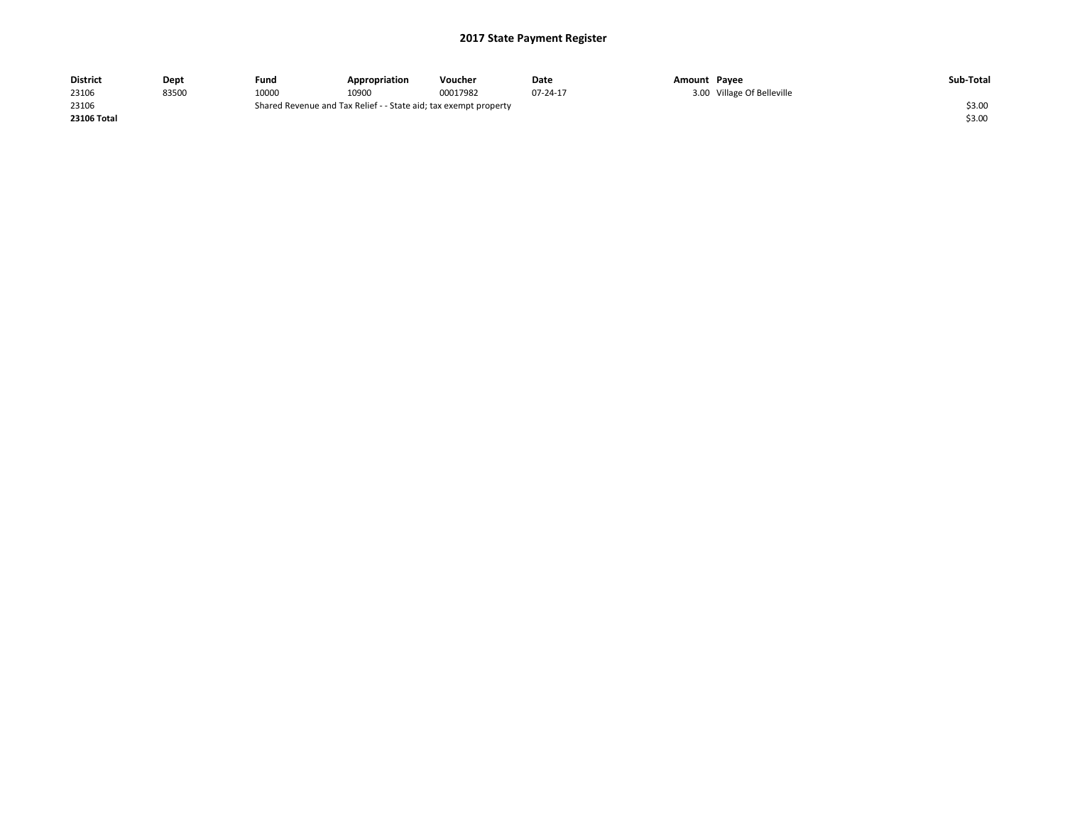## 2017 State Payment Register

| District | Dept | Fund | Appropriation | Voucher | Date | Amount | Payee | Sub-Total |
|---|---|---|---|---|---|---|---|---|
| 23106 | 83500 | 10000 | 10900 | 00017982 | 07-24-17 | 3.00 | Village Of Belleville | |
| 23106 | | Shared Revenue and Tax Relief - - State aid; tax exempt property | | | | | | $3.00 |
| **23106 Total** | | | | | | | | $3.00 |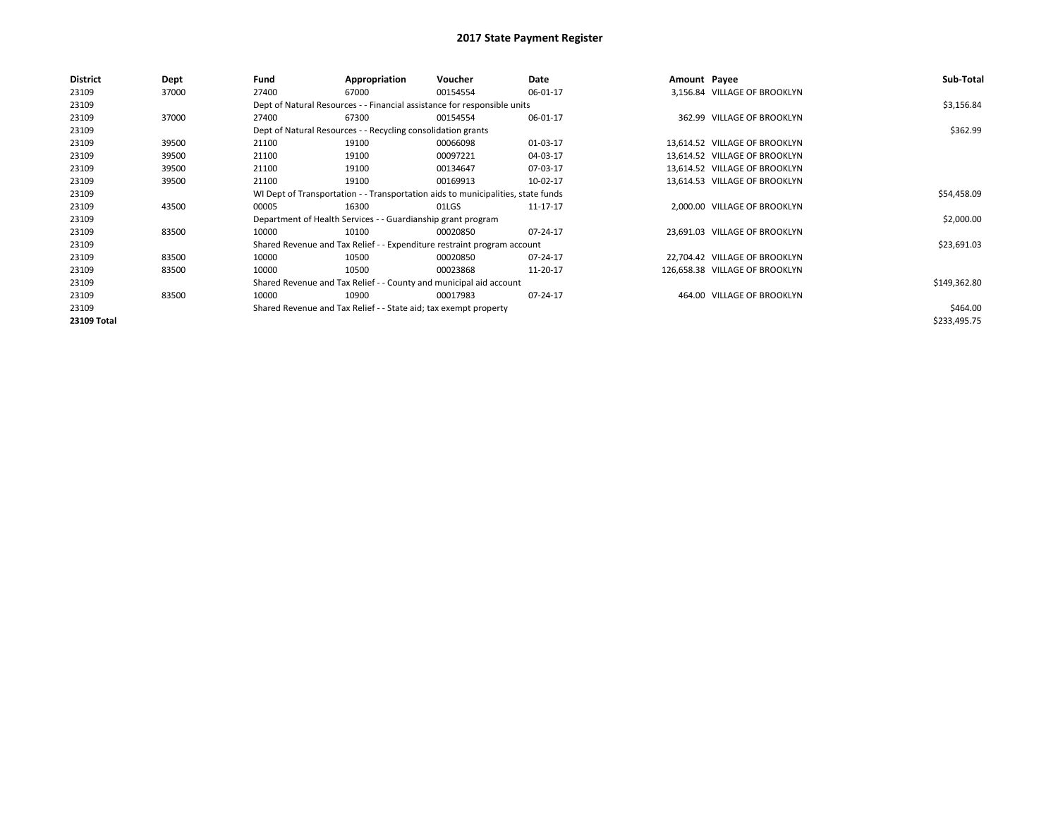# 2017 State Payment Register

| District | Dept | Fund | Appropriation | Voucher | Date | Amount | Payee | Sub-Total |
|---|---|---|---|---|---|---|---|---|
| 23109 | 37000 | 27400 | 67000 | 00154554 | 06-01-17 | 3,156.84 | VILLAGE OF BROOKLYN | |
| 23109 | | Dept of Natural Resources - - Financial assistance for responsible units | | | | | | $3,156.84 |
| 23109 | 37000 | 27400 | 67300 | 00154554 | 06-01-17 | 362.99 | VILLAGE OF BROOKLYN | |
| 23109 | | Dept of Natural Resources - - Recycling consolidation grants | | | | | | $362.99 |
| 23109 | 39500 | 21100 | 19100 | 00066098 | 01-03-17 | 13,614.52 | VILLAGE OF BROOKLYN | |
| 23109 | 39500 | 21100 | 19100 | 00097221 | 04-03-17 | 13,614.52 | VILLAGE OF BROOKLYN | |
| 23109 | 39500 | 21100 | 19100 | 00134647 | 07-03-17 | 13,614.52 | VILLAGE OF BROOKLYN | |
| 23109 | 39500 | 21100 | 19100 | 00169913 | 10-02-17 | 13,614.53 | VILLAGE OF BROOKLYN | |
| 23109 | | WI Dept of Transportation - - Transportation aids to municipalities, state funds | | | | | | $54,458.09 |
| 23109 | 43500 | 00005 | 16300 | 01LGS | 11-17-17 | 2,000.00 | VILLAGE OF BROOKLYN | |
| 23109 | | Department of Health Services - - Guardianship grant program | | | | | | $2,000.00 |
| 23109 | 83500 | 10000 | 10100 | 00020850 | 07-24-17 | 23,691.03 | VILLAGE OF BROOKLYN | |
| 23109 | | Shared Revenue and Tax Relief - - Expenditure restraint program account | | | | | | $23,691.03 |
| 23109 | 83500 | 10000 | 10500 | 00020850 | 07-24-17 | 22,704.42 | VILLAGE OF BROOKLYN | |
| 23109 | 83500 | 10000 | 10500 | 00023868 | 11-20-17 | 126,658.38 | VILLAGE OF BROOKLYN | |
| 23109 | | Shared Revenue and Tax Relief - - County and municipal aid account | | | | | | $149,362.80 |
| 23109 | 83500 | 10000 | 10900 | 00017983 | 07-24-17 | 464.00 | VILLAGE OF BROOKLYN | |
| 23109 | | Shared Revenue and Tax Relief - - State aid; tax exempt property | | | | | | $464.00 |
| 23109 Total | | | | | | | | $233,495.75 |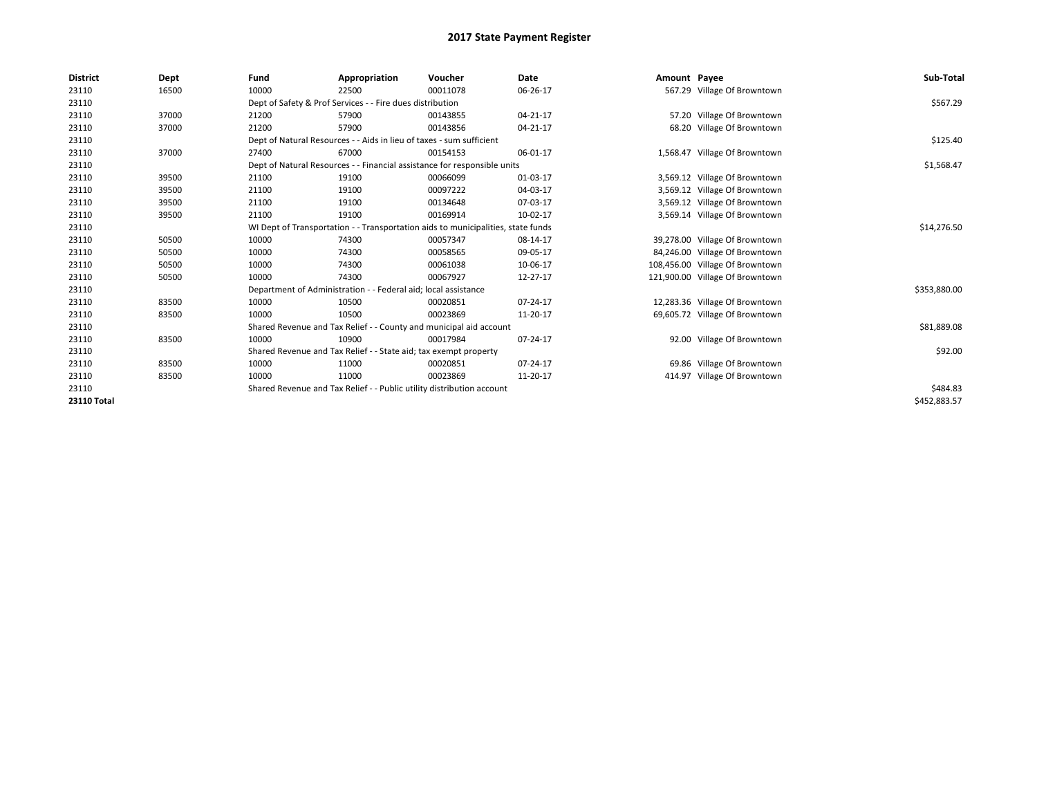# 2017 State Payment Register

| District | Dept | Fund | Appropriation | Voucher | Date | Amount | Payee | Sub-Total |
|---|---|---|---|---|---|---|---|---|
| 23110 | 16500 | 10000 | 22500 | 00011078 | 06-26-17 | 567.29 | Village Of Browntown | |
| 23110 | | Dept of Safety & Prof Services - - Fire dues distribution | | | | | | $567.29 |
| 23110 | 37000 | 21200 | 57900 | 00143855 | 04-21-17 | 57.20 | Village Of Browntown | |
| 23110 | 37000 | 21200 | 57900 | 00143856 | 04-21-17 | 68.20 | Village Of Browntown | |
| 23110 | | Dept of Natural Resources - - Aids in lieu of taxes - sum sufficient | | | | | | $125.40 |
| 23110 | 37000 | 27400 | 67000 | 00154153 | 06-01-17 | 1,568.47 | Village Of Browntown | |
| 23110 | | Dept of Natural Resources - - Financial assistance for responsible units | | | | | | $1,568.47 |
| 23110 | 39500 | 21100 | 19100 | 00066099 | 01-03-17 | 3,569.12 | Village Of Browntown | |
| 23110 | 39500 | 21100 | 19100 | 00097222 | 04-03-17 | 3,569.12 | Village Of Browntown | |
| 23110 | 39500 | 21100 | 19100 | 00134648 | 07-03-17 | 3,569.12 | Village Of Browntown | |
| 23110 | 39500 | 21100 | 19100 | 00169914 | 10-02-17 | 3,569.14 | Village Of Browntown | |
| 23110 | | WI Dept of Transportation - - Transportation aids to municipalities, state funds | | | | | | $14,276.50 |
| 23110 | 50500 | 10000 | 74300 | 00057347 | 08-14-17 | 39,278.00 | Village Of Browntown | |
| 23110 | 50500 | 10000 | 74300 | 00058565 | 09-05-17 | 84,246.00 | Village Of Browntown | |
| 23110 | 50500 | 10000 | 74300 | 00061038 | 10-06-17 | 108,456.00 | Village Of Browntown | |
| 23110 | 50500 | 10000 | 74300 | 00067927 | 12-27-17 | 121,900.00 | Village Of Browntown | |
| 23110 | | Department of Administration - - Federal aid; local assistance | | | | | | $353,880.00 |
| 23110 | 83500 | 10000 | 10500 | 00020851 | 07-24-17 | 12,283.36 | Village Of Browntown | |
| 23110 | 83500 | 10000 | 10500 | 00023869 | 11-20-17 | 69,605.72 | Village Of Browntown | |
| 23110 | | Shared Revenue and Tax Relief - - County and municipal aid account | | | | | | $81,889.08 |
| 23110 | 83500 | 10000 | 10900 | 00017984 | 07-24-17 | 92.00 | Village Of Browntown | |
| 23110 | | Shared Revenue and Tax Relief - - State aid; tax exempt property | | | | | | $92.00 |
| 23110 | 83500 | 10000 | 11000 | 00020851 | 07-24-17 | 69.86 | Village Of Browntown | |
| 23110 | 83500 | 10000 | 11000 | 00023869 | 11-20-17 | 414.97 | Village Of Browntown | |
| 23110 | | Shared Revenue and Tax Relief - - Public utility distribution account | | | | | | $484.83 |
| **23110 Total** | | | | | | | | $452,883.57 |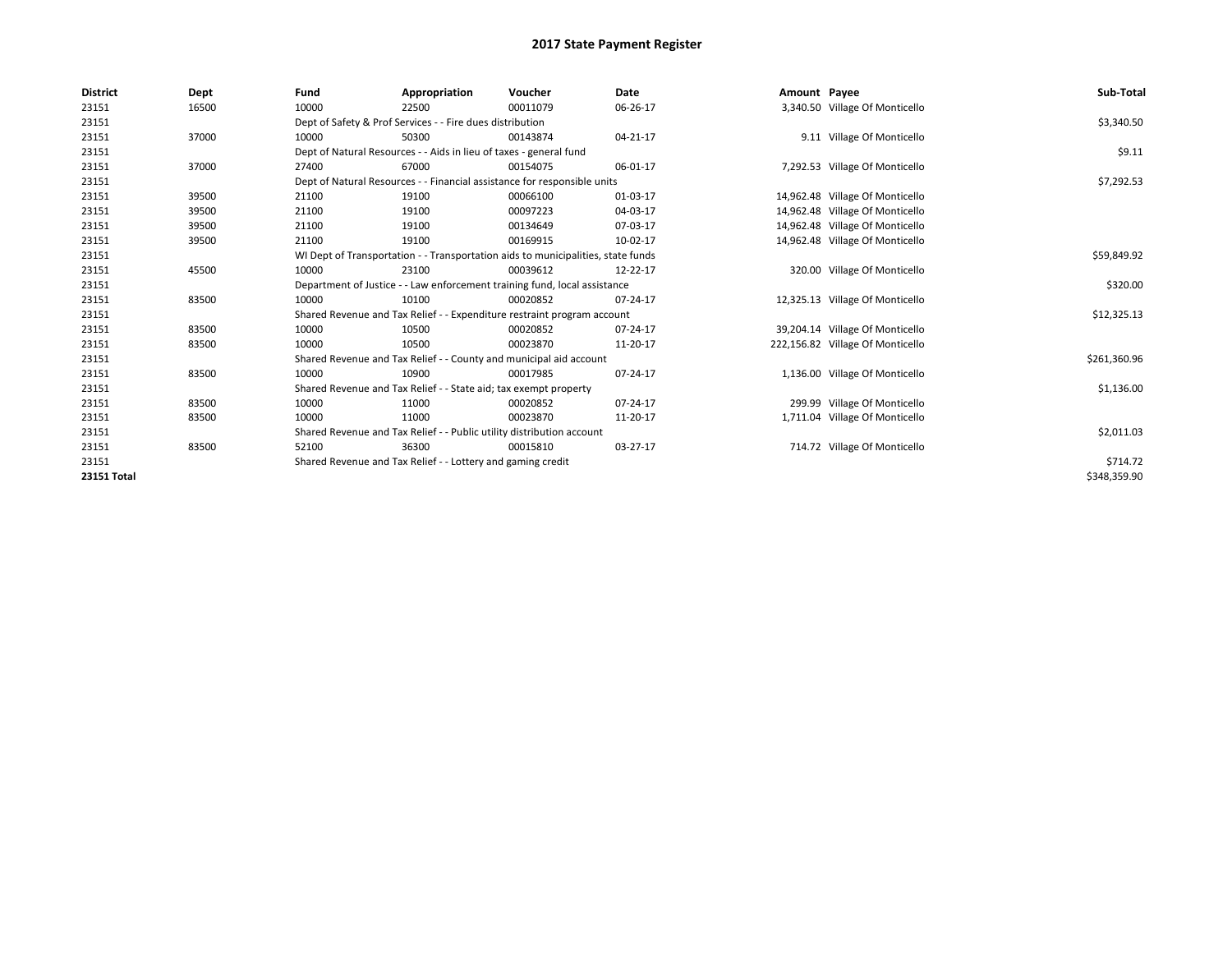# 2017 State Payment Register

| District | Dept | Fund | Appropriation | Voucher | Date | Amount | Payee | Sub-Total |
|---|---|---|---|---|---|---|---|---|
| 23151 | 16500 | 10000 | 22500 | 00011079 | 06-26-17 | 3,340.50 | Village Of Monticello | |
| 23151 | | Dept of Safety & Prof Services - - Fire dues distribution | | | | | | $3,340.50 |
| 23151 | 37000 | 10000 | 50300 | 00143874 | 04-21-17 | 9.11 | Village Of Monticello | |
| 23151 | | Dept of Natural Resources - - Aids in lieu of taxes - general fund | | | | | | $9.11 |
| 23151 | 37000 | 27400 | 67000 | 00154075 | 06-01-17 | 7,292.53 | Village Of Monticello | |
| 23151 | | Dept of Natural Resources - - Financial assistance for responsible units | | | | | | $7,292.53 |
| 23151 | 39500 | 21100 | 19100 | 00066100 | 01-03-17 | 14,962.48 | Village Of Monticello | |
| 23151 | 39500 | 21100 | 19100 | 00097223 | 04-03-17 | 14,962.48 | Village Of Monticello | |
| 23151 | 39500 | 21100 | 19100 | 00134649 | 07-03-17 | 14,962.48 | Village Of Monticello | |
| 23151 | 39500 | 21100 | 19100 | 00169915 | 10-02-17 | 14,962.48 | Village Of Monticello | |
| 23151 | | WI Dept of Transportation - - Transportation aids to municipalities, state funds | | | | | | $59,849.92 |
| 23151 | 45500 | 10000 | 23100 | 00039612 | 12-22-17 | 320.00 | Village Of Monticello | |
| 23151 | | Department of Justice - - Law enforcement training fund, local assistance | | | | | | $320.00 |
| 23151 | 83500 | 10000 | 10100 | 00020852 | 07-24-17 | 12,325.13 | Village Of Monticello | |
| 23151 | | Shared Revenue and Tax Relief - - Expenditure restraint program account | | | | | | $12,325.13 |
| 23151 | 83500 | 10000 | 10500 | 00020852 | 07-24-17 | 39,204.14 | Village Of Monticello | |
| 23151 | 83500 | 10000 | 10500 | 00023870 | 11-20-17 | 222,156.82 | Village Of Monticello | |
| 23151 | | Shared Revenue and Tax Relief - - County and municipal aid account | | | | | | $261,360.96 |
| 23151 | 83500 | 10000 | 10900 | 00017985 | 07-24-17 | 1,136.00 | Village Of Monticello | |
| 23151 | | Shared Revenue and Tax Relief - - State aid; tax exempt property | | | | | | $1,136.00 |
| 23151 | 83500 | 10000 | 11000 | 00020852 | 07-24-17 | 299.99 | Village Of Monticello | |
| 23151 | 83500 | 10000 | 11000 | 00023870 | 11-20-17 | 1,711.04 | Village Of Monticello | |
| 23151 | | Shared Revenue and Tax Relief - - Public utility distribution account | | | | | | $2,011.03 |
| 23151 | 83500 | 52100 | 36300 | 00015810 | 03-27-17 | 714.72 | Village Of Monticello | |
| 23151 | | Shared Revenue and Tax Relief - - Lottery and gaming credit | | | | | | $714.72 |
| **23151 Total** | | | | | | | | $348,359.90 |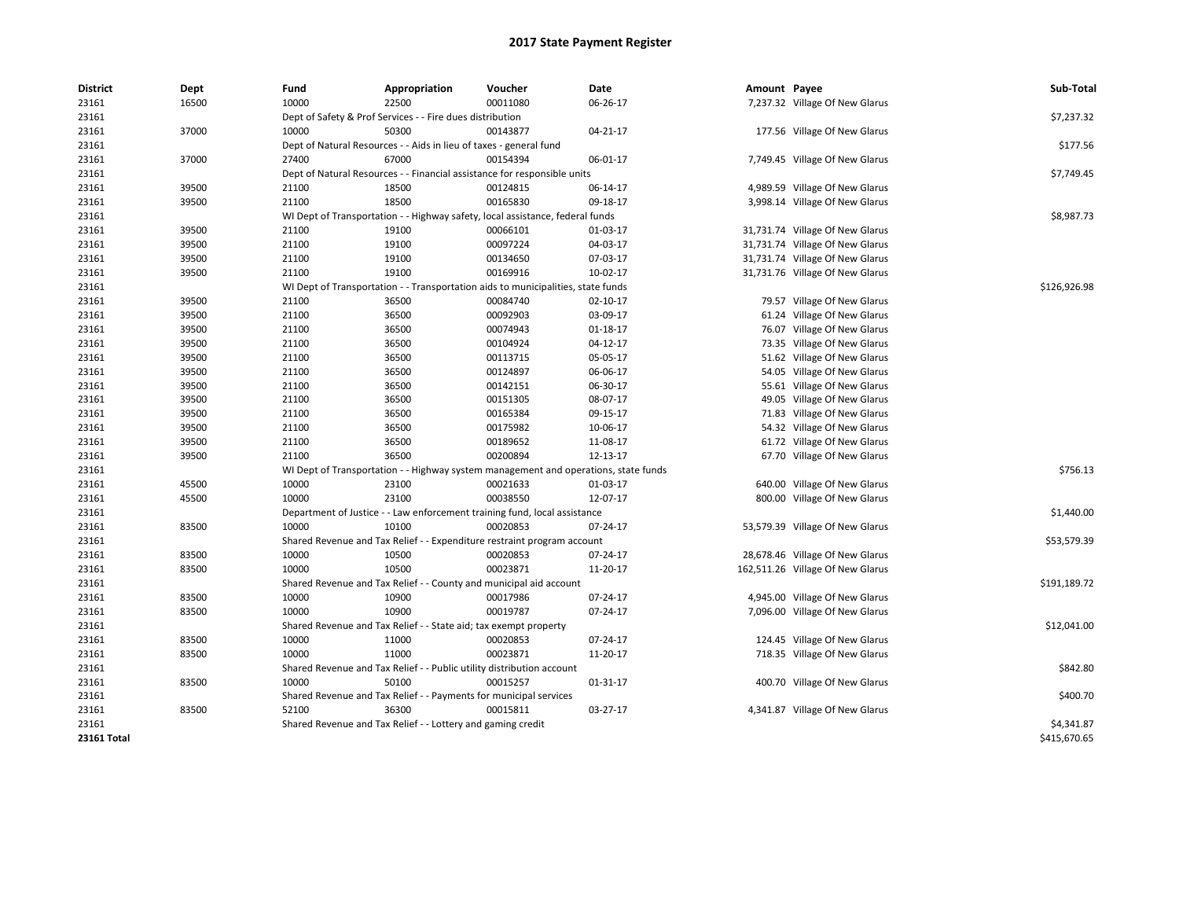# 2017 State Payment Register

| District | Dept | Fund | Appropriation | Voucher | Date | Amount | Payee | Sub-Total |
|---|---|---|---|---|---|---|---|---|
| 23161 | 16500 | 10000 | 22500 | 00011080 | 06-26-17 | 7,237.32 | Village Of New Glarus | |
| 23161 | | Dept of Safety & Prof Services - - Fire dues distribution | | | | | | $7,237.32 |
| 23161 | 37000 | 10000 | 50300 | 00143877 | 04-21-17 | 177.56 | Village Of New Glarus | |
| 23161 | | Dept of Natural Resources - - Aids in lieu of taxes - general fund | | | | | | $177.56 |
| 23161 | 37000 | 27400 | 67000 | 00154394 | 06-01-17 | 7,749.45 | Village Of New Glarus | |
| 23161 | | Dept of Natural Resources - - Financial assistance for responsible units | | | | | | $7,749.45 |
| 23161 | 39500 | 21100 | 18500 | 00124815 | 06-14-17 | 4,989.59 | Village Of New Glarus | |
| 23161 | 39500 | 21100 | 18500 | 00165830 | 09-18-17 | 3,998.14 | Village Of New Glarus | |
| 23161 | | WI Dept of Transportation - - Highway safety, local assistance, federal funds | | | | | | $8,987.73 |
| 23161 | 39500 | 21100 | 19100 | 00066101 | 01-03-17 | 31,731.74 | Village Of New Glarus | |
| 23161 | 39500 | 21100 | 19100 | 00097224 | 04-03-17 | 31,731.74 | Village Of New Glarus | |
| 23161 | 39500 | 21100 | 19100 | 00134650 | 07-03-17 | 31,731.74 | Village Of New Glarus | |
| 23161 | 39500 | 21100 | 19100 | 00169916 | 10-02-17 | 31,731.76 | Village Of New Glarus | |
| 23161 | | WI Dept of Transportation - - Transportation aids to municipalities, state funds | | | | | | $126,926.98 |
| 23161 | 39500 | 21100 | 36500 | 00084740 | 02-10-17 | 79.57 | Village Of New Glarus | |
| 23161 | 39500 | 21100 | 36500 | 00092903 | 03-09-17 | 61.24 | Village Of New Glarus | |
| 23161 | 39500 | 21100 | 36500 | 00074943 | 01-18-17 | 76.07 | Village Of New Glarus | |
| 23161 | 39500 | 21100 | 36500 | 00104924 | 04-12-17 | 73.35 | Village Of New Glarus | |
| 23161 | 39500 | 21100 | 36500 | 00113715 | 05-05-17 | 51.62 | Village Of New Glarus | |
| 23161 | 39500 | 21100 | 36500 | 00124897 | 06-06-17 | 54.05 | Village Of New Glarus | |
| 23161 | 39500 | 21100 | 36500 | 00142151 | 06-30-17 | 55.61 | Village Of New Glarus | |
| 23161 | 39500 | 21100 | 36500 | 00151305 | 08-07-17 | 49.05 | Village Of New Glarus | |
| 23161 | 39500 | 21100 | 36500 | 00165384 | 09-15-17 | 71.83 | Village Of New Glarus | |
| 23161 | 39500 | 21100 | 36500 | 00175982 | 10-06-17 | 54.32 | Village Of New Glarus | |
| 23161 | 39500 | 21100 | 36500 | 00189652 | 11-08-17 | 61.72 | Village Of New Glarus | |
| 23161 | 39500 | 21100 | 36500 | 00200894 | 12-13-17 | 67.70 | Village Of New Glarus | |
| 23161 | | WI Dept of Transportation - - Highway system management and operations, state funds | | | | | | $756.13 |
| 23161 | 45500 | 10000 | 23100 | 00021633 | 01-03-17 | 640.00 | Village Of New Glarus | |
| 23161 | 45500 | 10000 | 23100 | 00038550 | 12-07-17 | 800.00 | Village Of New Glarus | |
| 23161 | | Department of Justice - - Law enforcement training fund, local assistance | | | | | | $1,440.00 |
| 23161 | 83500 | 10000 | 10100 | 00020853 | 07-24-17 | 53,579.39 | Village Of New Glarus | |
| 23161 | | Shared Revenue and Tax Relief - - Expenditure restraint program account | | | | | | $53,579.39 |
| 23161 | 83500 | 10000 | 10500 | 00020853 | 07-24-17 | 28,678.46 | Village Of New Glarus | |
| 23161 | 83500 | 10000 | 10500 | 00023871 | 11-20-17 | 162,511.26 | Village Of New Glarus | |
| 23161 | | Shared Revenue and Tax Relief - - County and municipal aid account | | | | | | $191,189.72 |
| 23161 | 83500 | 10000 | 10900 | 00017986 | 07-24-17 | 4,945.00 | Village Of New Glarus | |
| 23161 | 83500 | 10000 | 10900 | 00019787 | 07-24-17 | 7,096.00 | Village Of New Glarus | |
| 23161 | | Shared Revenue and Tax Relief - - State aid; tax exempt property | | | | | | $12,041.00 |
| 23161 | 83500 | 10000 | 11000 | 00020853 | 07-24-17 | 124.45 | Village Of New Glarus | |
| 23161 | 83500 | 10000 | 11000 | 00023871 | 11-20-17 | 718.35 | Village Of New Glarus | |
| 23161 | | Shared Revenue and Tax Relief - - Public utility distribution account | | | | | | $842.80 |
| 23161 | 83500 | 10000 | 50100 | 00015257 | 01-31-17 | 400.70 | Village Of New Glarus | |
| 23161 | | Shared Revenue and Tax Relief - - Payments for municipal services | | | | | | $400.70 |
| 23161 | 83500 | 52100 | 36300 | 00015811 | 03-27-17 | 4,341.87 | Village Of New Glarus | |
| 23161 | | Shared Revenue and Tax Relief - - Lottery and gaming credit | | | | | | $4,341.87 |
| **23161 Total** | | | | | | | | $415,670.65 |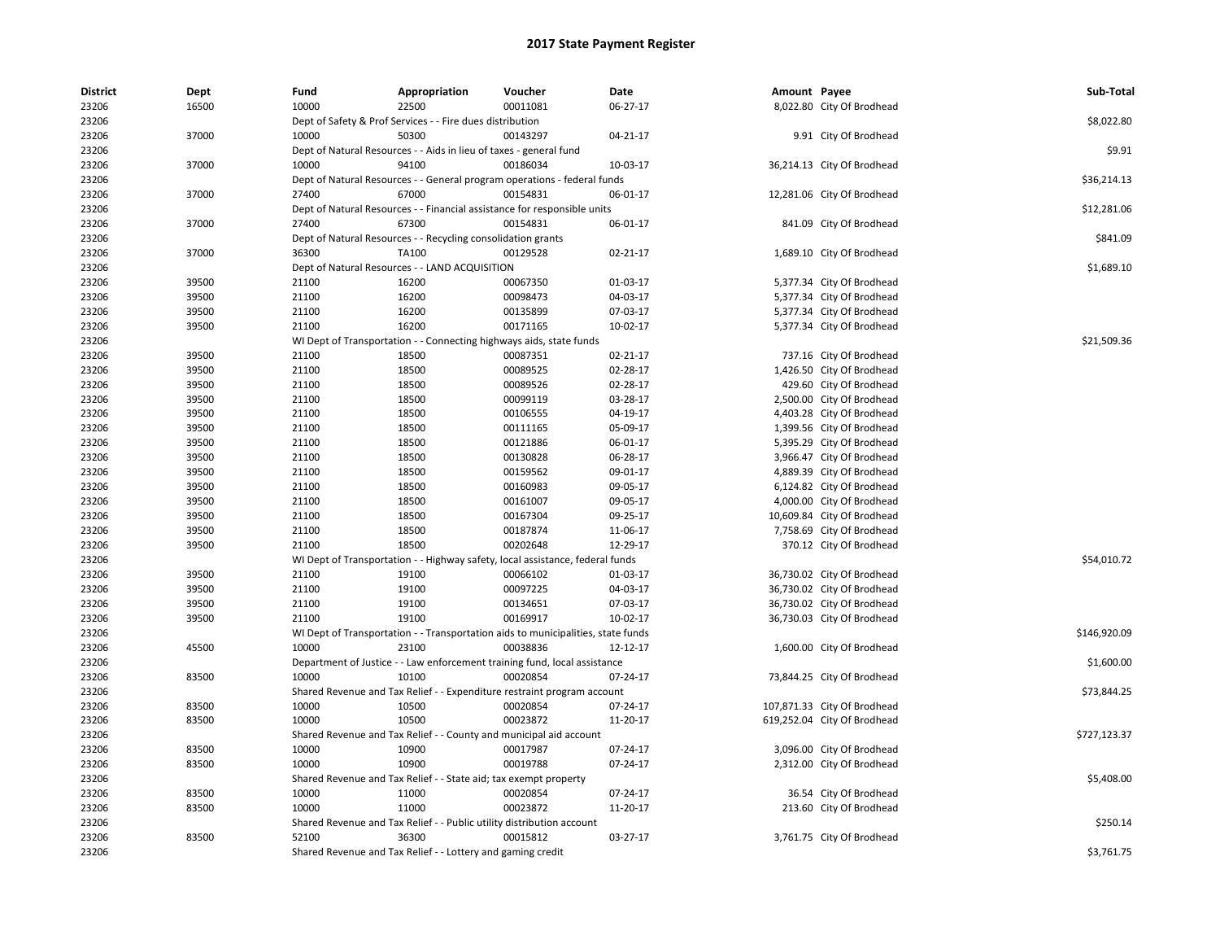# 2017 State Payment Register

| District | Dept | Fund | Appropriation | Voucher | Date | Amount | Payee | Sub-Total |
|---|---|---|---|---|---|---|---|---|
| 23206 | 16500 | 10000 | 22500 | 00011081 | 06-27-17 | 8,022.80 | City Of Brodhead | |
| 23206 | | Dept of Safety & Prof Services - - Fire dues distribution | | | | | | $8,022.80 |
| 23206 | 37000 | 10000 | 50300 | 00143297 | 04-21-17 | 9.91 | City Of Brodhead | |
| 23206 | | Dept of Natural Resources - - Aids in lieu of taxes - general fund | | | | | | $9.91 |
| 23206 | 37000 | 10000 | 94100 | 00186034 | 10-03-17 | 36,214.13 | City Of Brodhead | |
| 23206 | | Dept of Natural Resources - - General program operations - federal funds | | | | | | $36,214.13 |
| 23206 | 37000 | 27400 | 67000 | 00154831 | 06-01-17 | 12,281.06 | City Of Brodhead | |
| 23206 | | Dept of Natural Resources - - Financial assistance for responsible units | | | | | | $12,281.06 |
| 23206 | 37000 | 27400 | 67300 | 00154831 | 06-01-17 | 841.09 | City Of Brodhead | |
| 23206 | | Dept of Natural Resources - - Recycling consolidation grants | | | | | | $841.09 |
| 23206 | 37000 | 36300 | TA100 | 00129528 | 02-21-17 | 1,689.10 | City Of Brodhead | |
| 23206 | | Dept of Natural Resources - - LAND ACQUISITION | | | | | | $1,689.10 |
| 23206 | 39500 | 21100 | 16200 | 00067350 | 01-03-17 | 5,377.34 | City Of Brodhead | |
| 23206 | 39500 | 21100 | 16200 | 00098473 | 04-03-17 | 5,377.34 | City Of Brodhead | |
| 23206 | 39500 | 21100 | 16200 | 00135899 | 07-03-17 | 5,377.34 | City Of Brodhead | |
| 23206 | 39500 | 21100 | 16200 | 00171165 | 10-02-17 | 5,377.34 | City Of Brodhead | |
| 23206 | | WI Dept of Transportation - - Connecting highways aids, state funds | | | | | | $21,509.36 |
| 23206 | 39500 | 21100 | 18500 | 00087351 | 02-21-17 | 737.16 | City Of Brodhead | |
| 23206 | 39500 | 21100 | 18500 | 00089525 | 02-28-17 | 1,426.50 | City Of Brodhead | |
| 23206 | 39500 | 21100 | 18500 | 00089526 | 02-28-17 | 429.60 | City Of Brodhead | |
| 23206 | 39500 | 21100 | 18500 | 00099119 | 03-28-17 | 2,500.00 | City Of Brodhead | |
| 23206 | 39500 | 21100 | 18500 | 00106555 | 04-19-17 | 4,403.28 | City Of Brodhead | |
| 23206 | 39500 | 21100 | 18500 | 00111165 | 05-09-17 | 1,399.56 | City Of Brodhead | |
| 23206 | 39500 | 21100 | 18500 | 00121886 | 06-01-17 | 5,395.29 | City Of Brodhead | |
| 23206 | 39500 | 21100 | 18500 | 00130828 | 06-28-17 | 3,966.47 | City Of Brodhead | |
| 23206 | 39500 | 21100 | 18500 | 00159562 | 09-01-17 | 4,889.39 | City Of Brodhead | |
| 23206 | 39500 | 21100 | 18500 | 00160983 | 09-05-17 | 6,124.82 | City Of Brodhead | |
| 23206 | 39500 | 21100 | 18500 | 00161007 | 09-05-17 | 4,000.00 | City Of Brodhead | |
| 23206 | 39500 | 21100 | 18500 | 00167304 | 09-25-17 | 10,609.84 | City Of Brodhead | |
| 23206 | 39500 | 21100 | 18500 | 00187874 | 11-06-17 | 7,758.69 | City Of Brodhead | |
| 23206 | 39500 | 21100 | 18500 | 00202648 | 12-29-17 | 370.12 | City Of Brodhead | |
| 23206 | | WI Dept of Transportation - - Highway safety, local assistance, federal funds | | | | | | $54,010.72 |
| 23206 | 39500 | 21100 | 19100 | 00066102 | 01-03-17 | 36,730.02 | City Of Brodhead | |
| 23206 | 39500 | 21100 | 19100 | 00097225 | 04-03-17 | 36,730.02 | City Of Brodhead | |
| 23206 | 39500 | 21100 | 19100 | 00134651 | 07-03-17 | 36,730.02 | City Of Brodhead | |
| 23206 | 39500 | 21100 | 19100 | 00169917 | 10-02-17 | 36,730.03 | City Of Brodhead | |
| 23206 | | WI Dept of Transportation - - Transportation aids to municipalities, state funds | | | | | | $146,920.09 |
| 23206 | 45500 | 10000 | 23100 | 00038836 | 12-12-17 | 1,600.00 | City Of Brodhead | |
| 23206 | | Department of Justice - - Law enforcement training fund, local assistance | | | | | | $1,600.00 |
| 23206 | 83500 | 10000 | 10100 | 00020854 | 07-24-17 | 73,844.25 | City Of Brodhead | |
| 23206 | | Shared Revenue and Tax Relief - - Expenditure restraint program account | | | | | | $73,844.25 |
| 23206 | 83500 | 10000 | 10500 | 00020854 | 07-24-17 | 107,871.33 | City Of Brodhead | |
| 23206 | 83500 | 10000 | 10500 | 00023872 | 11-20-17 | 619,252.04 | City Of Brodhead | |
| 23206 | | Shared Revenue and Tax Relief - - County and municipal aid account | | | | | | $727,123.37 |
| 23206 | 83500 | 10000 | 10900 | 00017987 | 07-24-17 | 3,096.00 | City Of Brodhead | |
| 23206 | 83500 | 10000 | 10900 | 00019788 | 07-24-17 | 2,312.00 | City Of Brodhead | |
| 23206 | | Shared Revenue and Tax Relief - - State aid; tax exempt property | | | | | | $5,408.00 |
| 23206 | 83500 | 10000 | 11000 | 00020854 | 07-24-17 | 36.54 | City Of Brodhead | |
| 23206 | 83500 | 10000 | 11000 | 00023872 | 11-20-17 | 213.60 | City Of Brodhead | |
| 23206 | | Shared Revenue and Tax Relief - - Public utility distribution account | | | | | | $250.14 |
| 23206 | 83500 | 52100 | 36300 | 00015812 | 03-27-17 | 3,761.75 | City Of Brodhead | |
| 23206 | | Shared Revenue and Tax Relief - - Lottery and gaming credit | | | | | | $3,761.75 |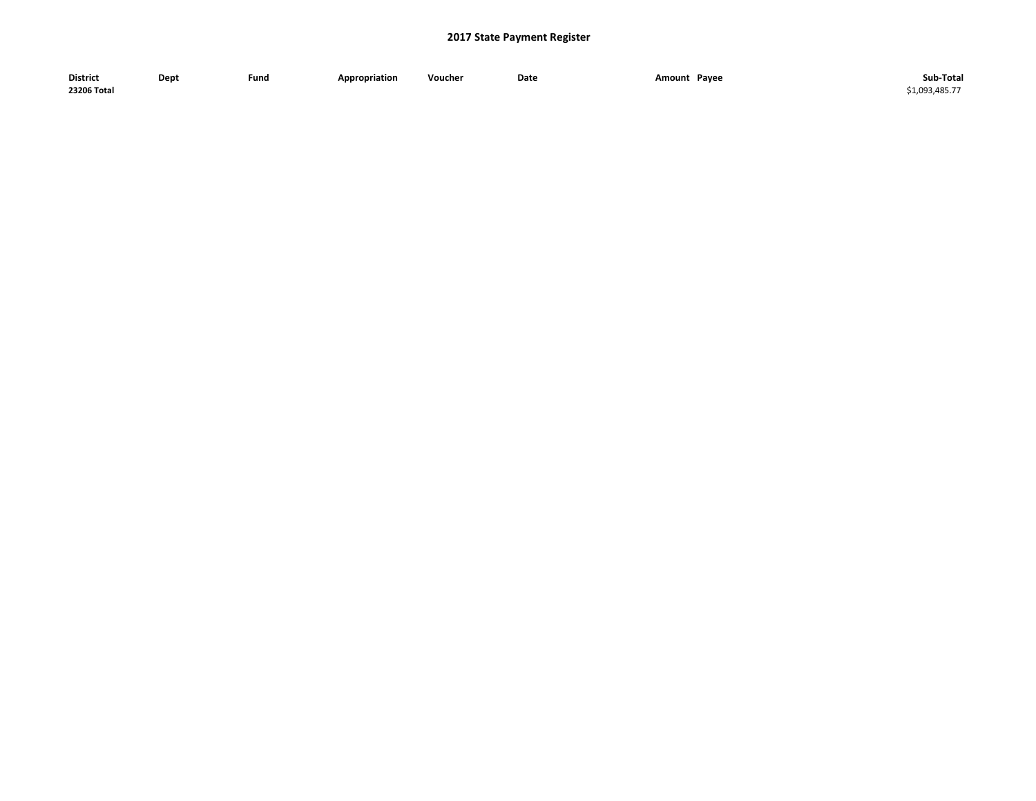# 2017 State Payment Register

| District | Dept | Fund | Appropriation | Voucher | Date | Amount | Payee | Sub-Total |
|---|---|---|---|---|---|---|---|---|
| **23206 Total** | | | | | | | | $1,093,485.77 |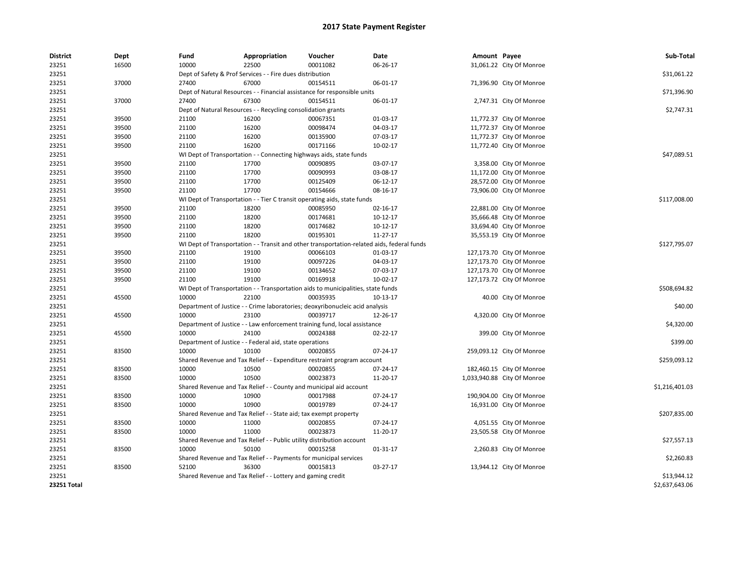# 2017 State Payment Register

| District | Dept | Fund | Appropriation | Voucher | Date | Amount | Payee | Sub-Total |
|---|---|---|---|---|---|---|---|---|
| 23251 | 16500 | 10000 | 22500 | 00011082 | 06-26-17 | 31,061.22 | City Of Monroe | |
| 23251 | | Dept of Safety & Prof Services - - Fire dues distribution | | | | | | $31,061.22 |
| 23251 | 37000 | 27400 | 67000 | 00154511 | 06-01-17 | 71,396.90 | City Of Monroe | |
| 23251 | | Dept of Natural Resources - - Financial assistance for responsible units | | | | | | $71,396.90 |
| 23251 | 37000 | 27400 | 67300 | 00154511 | 06-01-17 | 2,747.31 | City Of Monroe | |
| 23251 | | Dept of Natural Resources - - Recycling consolidation grants | | | | | | $2,747.31 |
| 23251 | 39500 | 21100 | 16200 | 00067351 | 01-03-17 | 11,772.37 | City Of Monroe | |
| 23251 | 39500 | 21100 | 16200 | 00098474 | 04-03-17 | 11,772.37 | City Of Monroe | |
| 23251 | 39500 | 21100 | 16200 | 00135900 | 07-03-17 | 11,772.37 | City Of Monroe | |
| 23251 | 39500 | 21100 | 16200 | 00171166 | 10-02-17 | 11,772.40 | City Of Monroe | |
| 23251 | | WI Dept of Transportation - - Connecting highways aids, state funds | | | | | | $47,089.51 |
| 23251 | 39500 | 21100 | 17700 | 00090895 | 03-07-17 | 3,358.00 | City Of Monroe | |
| 23251 | 39500 | 21100 | 17700 | 00090993 | 03-08-17 | 11,172.00 | City Of Monroe | |
| 23251 | 39500 | 21100 | 17700 | 00125409 | 06-12-17 | 28,572.00 | City Of Monroe | |
| 23251 | 39500 | 21100 | 17700 | 00154666 | 08-16-17 | 73,906.00 | City Of Monroe | |
| 23251 | | WI Dept of Transportation - - Tier C transit operating aids, state funds | | | | | | $117,008.00 |
| 23251 | 39500 | 21100 | 18200 | 00085950 | 02-16-17 | 22,881.00 | City Of Monroe | |
| 23251 | 39500 | 21100 | 18200 | 00174681 | 10-12-17 | 35,666.48 | City Of Monroe | |
| 23251 | 39500 | 21100 | 18200 | 00174682 | 10-12-17 | 33,694.40 | City Of Monroe | |
| 23251 | 39500 | 21100 | 18200 | 00195301 | 11-27-17 | 35,553.19 | City Of Monroe | |
| 23251 | | WI Dept of Transportation - - Transit and other transportation-related aids, federal funds | | | | | | $127,795.07 |
| 23251 | 39500 | 21100 | 19100 | 00066103 | 01-03-17 | 127,173.70 | City Of Monroe | |
| 23251 | 39500 | 21100 | 19100 | 00097226 | 04-03-17 | 127,173.70 | City Of Monroe | |
| 23251 | 39500 | 21100 | 19100 | 00134652 | 07-03-17 | 127,173.70 | City Of Monroe | |
| 23251 | 39500 | 21100 | 19100 | 00169918 | 10-02-17 | 127,173.72 | City Of Monroe | |
| 23251 | | WI Dept of Transportation - - Transportation aids to municipalities, state funds | | | | | | $508,694.82 |
| 23251 | 45500 | 10000 | 22100 | 00035935 | 10-13-17 | 40.00 | City Of Monroe | |
| 23251 | | Department of Justice - - Crime laboratories; deoxyribonucleic acid analysis | | | | | | $40.00 |
| 23251 | 45500 | 10000 | 23100 | 00039717 | 12-26-17 | 4,320.00 | City Of Monroe | |
| 23251 | | Department of Justice - - Law enforcement training fund, local assistance | | | | | | $4,320.00 |
| 23251 | 45500 | 10000 | 24100 | 00024388 | 02-22-17 | 399.00 | City Of Monroe | |
| 23251 | | Department of Justice - - Federal aid, state operations | | | | | | $399.00 |
| 23251 | 83500 | 10000 | 10100 | 00020855 | 07-24-17 | 259,093.12 | City Of Monroe | |
| 23251 | | Shared Revenue and Tax Relief - - Expenditure restraint program account | | | | | | $259,093.12 |
| 23251 | 83500 | 10000 | 10500 | 00020855 | 07-24-17 | 182,460.15 | City Of Monroe | |
| 23251 | 83500 | 10000 | 10500 | 00023873 | 11-20-17 | 1,033,940.88 | City Of Monroe | |
| 23251 | | Shared Revenue and Tax Relief - - County and municipal aid account | | | | | | $1,216,401.03 |
| 23251 | 83500 | 10000 | 10900 | 00017988 | 07-24-17 | 190,904.00 | City Of Monroe | |
| 23251 | 83500 | 10000 | 10900 | 00019789 | 07-24-17 | 16,931.00 | City Of Monroe | |
| 23251 | | Shared Revenue and Tax Relief - - State aid; tax exempt property | | | | | | $207,835.00 |
| 23251 | 83500 | 10000 | 11000 | 00020855 | 07-24-17 | 4,051.55 | City Of Monroe | |
| 23251 | 83500 | 10000 | 11000 | 00023873 | 11-20-17 | 23,505.58 | City Of Monroe | |
| 23251 | | Shared Revenue and Tax Relief - - Public utility distribution account | | | | | | $27,557.13 |
| 23251 | 83500 | 10000 | 50100 | 00015258 | 01-31-17 | 2,260.83 | City Of Monroe | |
| 23251 | | Shared Revenue and Tax Relief - - Payments for municipal services | | | | | | $2,260.83 |
| 23251 | 83500 | 52100 | 36300 | 00015813 | 03-27-17 | 13,944.12 | City Of Monroe | |
| 23251 | | Shared Revenue and Tax Relief - - Lottery and gaming credit | | | | | | $13,944.12 |
| **23251 Total** | | | | | | | | $2,637,643.06 |